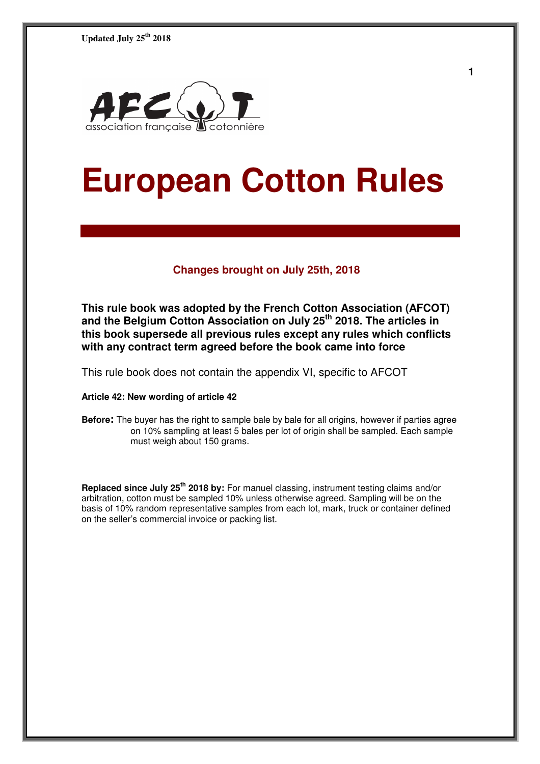Updated July 25th 2018

association française cotonnière

# European Cotton Rules

### Changes brought on July 25th, 2018

**This rule book was adopted by the French Cotton Association (AFCOT) and the Belgium Cotton Association on July 25th 2018. The articles in this book supersede all previous rules except any rules which conflicts with any contract term agreed before the book came into force**

This rule book does not contain the appendix VI, specific to AFCOT

**Article 42: New wording of article 42**

**Before:** The buyer has the right to sample bale by bale for all origins, however if parties agree on 10% sampling at least 5 bales per lot of origin shall be sampled. Each sample must weigh about 150 grams.

**Replaced since July 25th 2018 by:** For manuel classing, instrument testing claims and/or arbitration, cotton must be sampled 10% unless otherwise agreed. Sampling will be on the basis of 10% random representative samples from each lot, mark, truck or container defined on the seller's commercial invoice or packing list.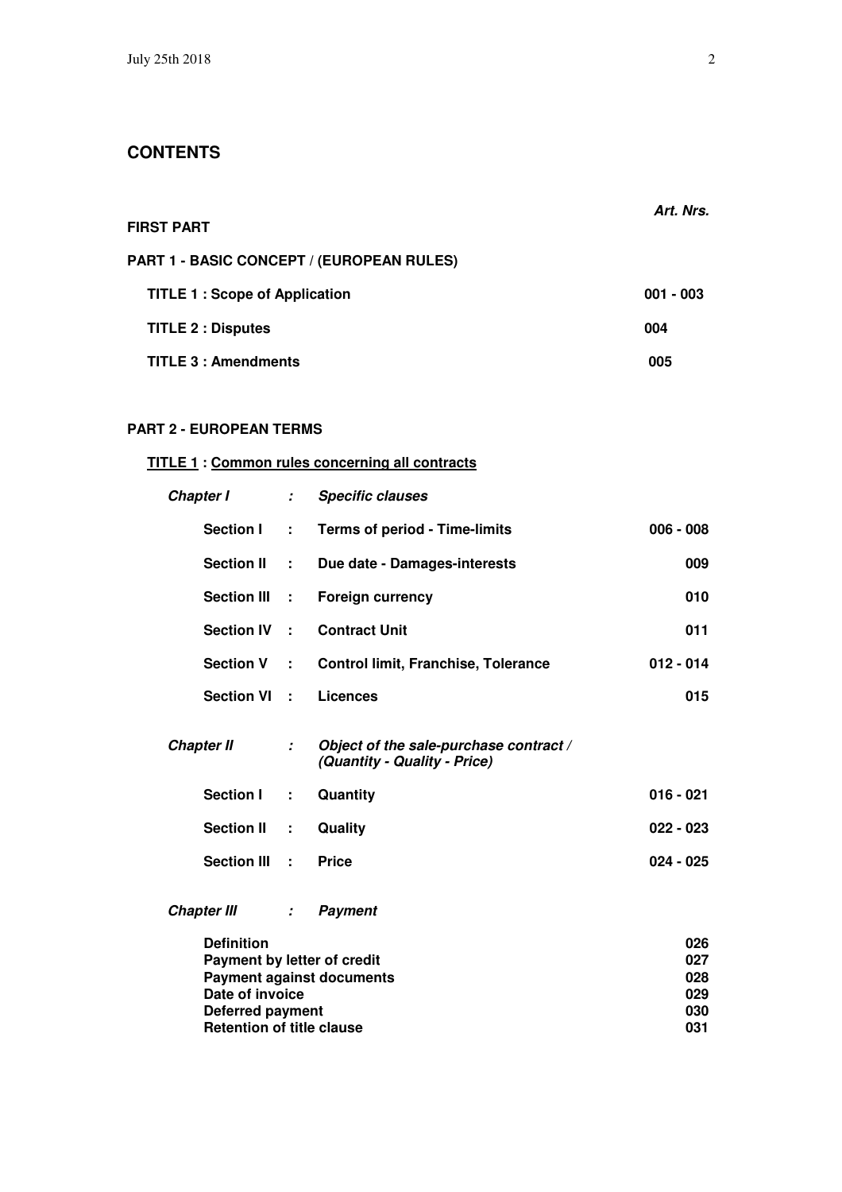## CONTENTS

| | | | *Art. Nrs.* |
|---|---|---|---|
| **FIRST PART** | | | |
| **PART 1 - BASIC CONCEPT / (EUROPEAN RULES)** | | | |
| **TITLE 1 : Scope of Application** | | | **001 - 003** |
| **TITLE 2 : Disputes** | | | **004** |
| **TITLE 3 : Amendments** | | | **005** |
| **PART 2 - EUROPEAN TERMS** | | | |
| **TITLE 1 : Common rules concerning all contracts** | | | |
| ***Chapter I*** | ***:*** | ***Specific clauses*** | |
| **Section I** | **:** | **Terms of period - Time-limits** | **006 - 008** |
| **Section II** | **:** | **Due date - Damages-interests** | **009** |
| **Section III** | **:** | **Foreign currency** | **010** |
| **Section IV** | **:** | **Contract Unit** | **011** |
| **Section V** | **:** | **Control limit, Franchise, Tolerance** | **012 - 014** |
| **Section VI** | **:** | **Licences** | **015** |
| ***Chapter II*** | ***:*** | ***Object of the sale-purchase contract / (Quantity - Quality - Price)*** | |
| **Section I** | **:** | **Quantity** | **016 - 021** |
| **Section II** | **:** | **Quality** | **022 - 023** |
| **Section III** | **:** | **Price** | **024 - 025** |
| ***Chapter III*** | ***:*** | ***Payment*** | |
| **Definition** | | | **026** |
| **Payment by letter of credit** | | | **027** |
| **Payment against documents** | | | **028** |
| **Date of invoice** | | | **029** |
| **Deferred payment** | | | **030** |
| **Retention of title clause** | | | **031** |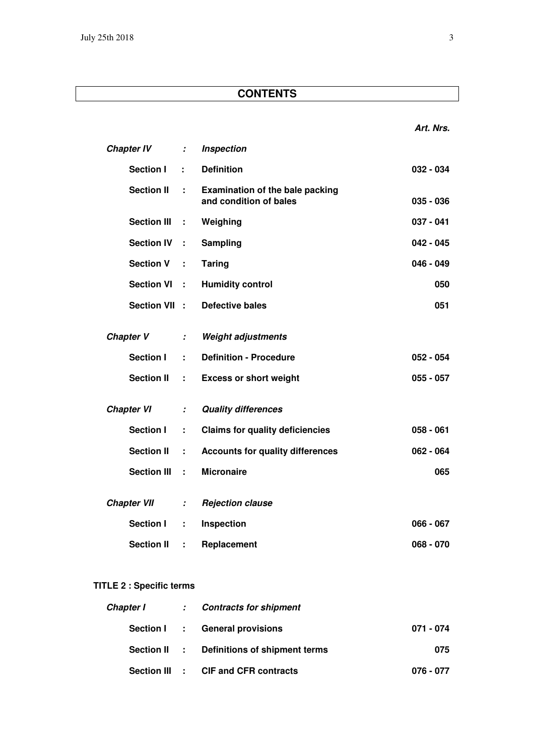## CONTENTS

| | | | *Art. Nrs.* |
|---|---|---|---|
| ***Chapter IV*** | *:* | ***Inspection*** | |
| **Section I** | **:** | **Definition** | **032 - 034** |
| **Section II** | **:** | **Examination of the bale packing and condition of bales** | **035 - 036** |
| **Section III** | **:** | **Weighing** | **037 - 041** |
| **Section IV** | **:** | **Sampling** | **042 - 045** |
| **Section V** | **:** | **Taring** | **046 - 049** |
| **Section VI** | **:** | **Humidity control** | **050** |
| **Section VII** | **:** | **Defective bales** | **051** |
| ***Chapter V*** | *:* | ***Weight adjustments*** | |
| **Section I** | **:** | **Definition - Procedure** | **052 - 054** |
| **Section II** | **:** | **Excess or short weight** | **055 - 057** |
| ***Chapter VI*** | *:* | ***Quality differences*** | |
| **Section I** | **:** | **Claims for quality deficiencies** | **058 - 061** |
| **Section II** | **:** | **Accounts for quality differences** | **062 - 064** |
| **Section III** | **:** | **Micronaire** | **065** |
| ***Chapter VII*** | *:* | ***Rejection clause*** | |
| **Section I** | **:** | **Inspection** | **066 - 067** |
| **Section II** | **:** | **Replacement** | **068 - 070** |

**TITLE 2 : Specific terms**

| | | | |
|---|---|---|---|
| ***Chapter I*** | *:* | ***Contracts for shipment*** | |
| **Section I** | **:** | **General provisions** | **071 - 074** |
| **Section II** | **:** | **Definitions of shipment terms** | **075** |
| **Section III** | **:** | **CIF and CFR contracts** | **076 - 077** |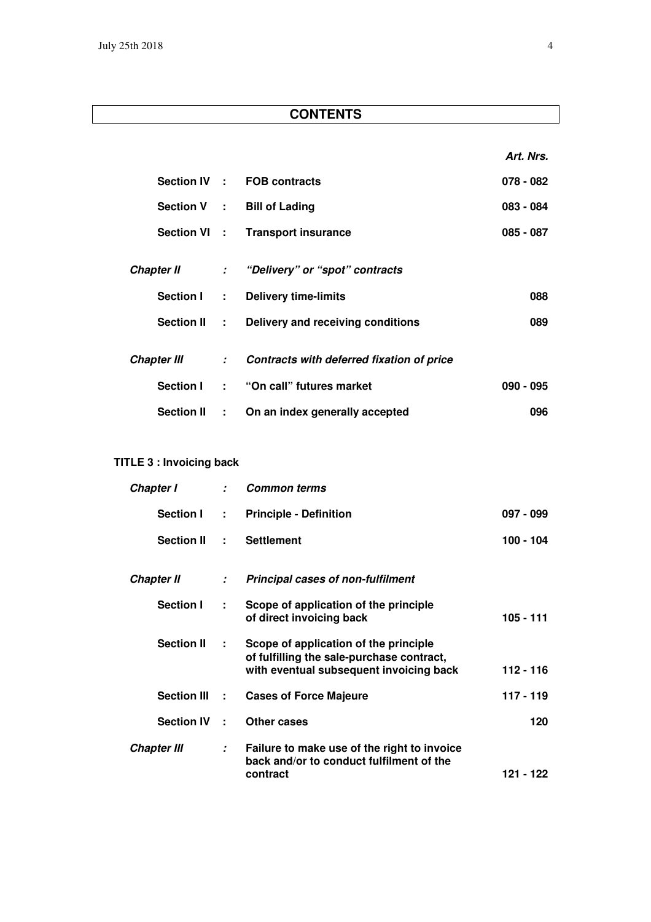## CONTENTS

| | | | *Art. Nrs.* |
|---|---|---|---|
| **Section IV** | **:** | **FOB contracts** | **078 - 082** |
| **Section V** | **:** | **Bill of Lading** | **083 - 084** |
| **Section VI** | **:** | **Transport insurance** | **085 - 087** |
| ***Chapter II*** | ***:*** | ***"Delivery" or "spot" contracts*** | |
| **Section I** | **:** | **Delivery time-limits** | **088** |
| **Section II** | **:** | **Delivery and receiving conditions** | **089** |
| ***Chapter III*** | ***:*** | ***Contracts with deferred fixation of price*** | |
| **Section I** | **:** | **"On call" futures market** | **090 - 095** |
| **Section II** | **:** | **On an index generally accepted** | **096** |

**TITLE 3 : Invoicing back**

| | | | |
|---|---|---|---|
| ***Chapter I*** | ***:*** | ***Common terms*** | |
| **Section I** | **:** | **Principle - Definition** | **097 - 099** |
| **Section II** | **:** | **Settlement** | **100 - 104** |
| ***Chapter II*** | ***:*** | ***Principal cases of non-fulfilment*** | |
| **Section I** | **:** | **Scope of application of the principle of direct invoicing back** | **105 - 111** |
| **Section II** | **:** | **Scope of application of the principle of fulfilling the sale-purchase contract, with eventual subsequent invoicing back** | **112 - 116** |
| **Section III** | **:** | **Cases of Force Majeure** | **117 - 119** |
| **Section IV** | **:** | **Other cases** | **120** |
| ***Chapter III*** | ***:*** | **Failure to make use of the right to invoice back and/or to conduct fulfilment of the contract** | **121 - 122** |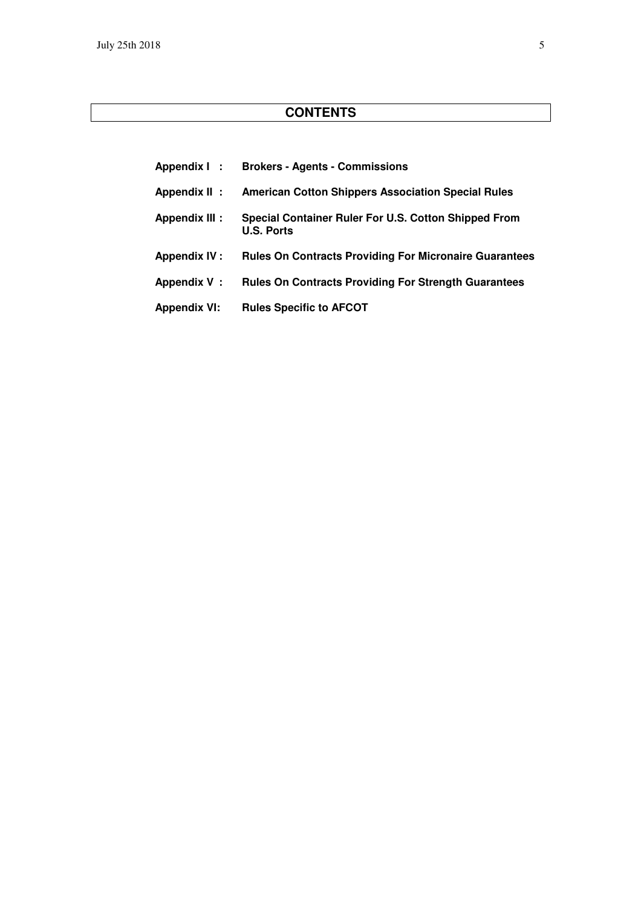## CONTENTS

| | |
|---|---|
| **Appendix I :** | **Brokers - Agents - Commissions** |
| **Appendix II :** | **American Cotton Shippers Association Special Rules** |
| **Appendix III :** | **Special Container Ruler For U.S. Cotton Shipped From U.S. Ports** |
| **Appendix IV :** | **Rules On Contracts Providing For Micronaire Guarantees** |
| **Appendix V :** | **Rules On Contracts Providing For Strength Guarantees** |
| **Appendix VI:** | **Rules Specific to AFCOT** |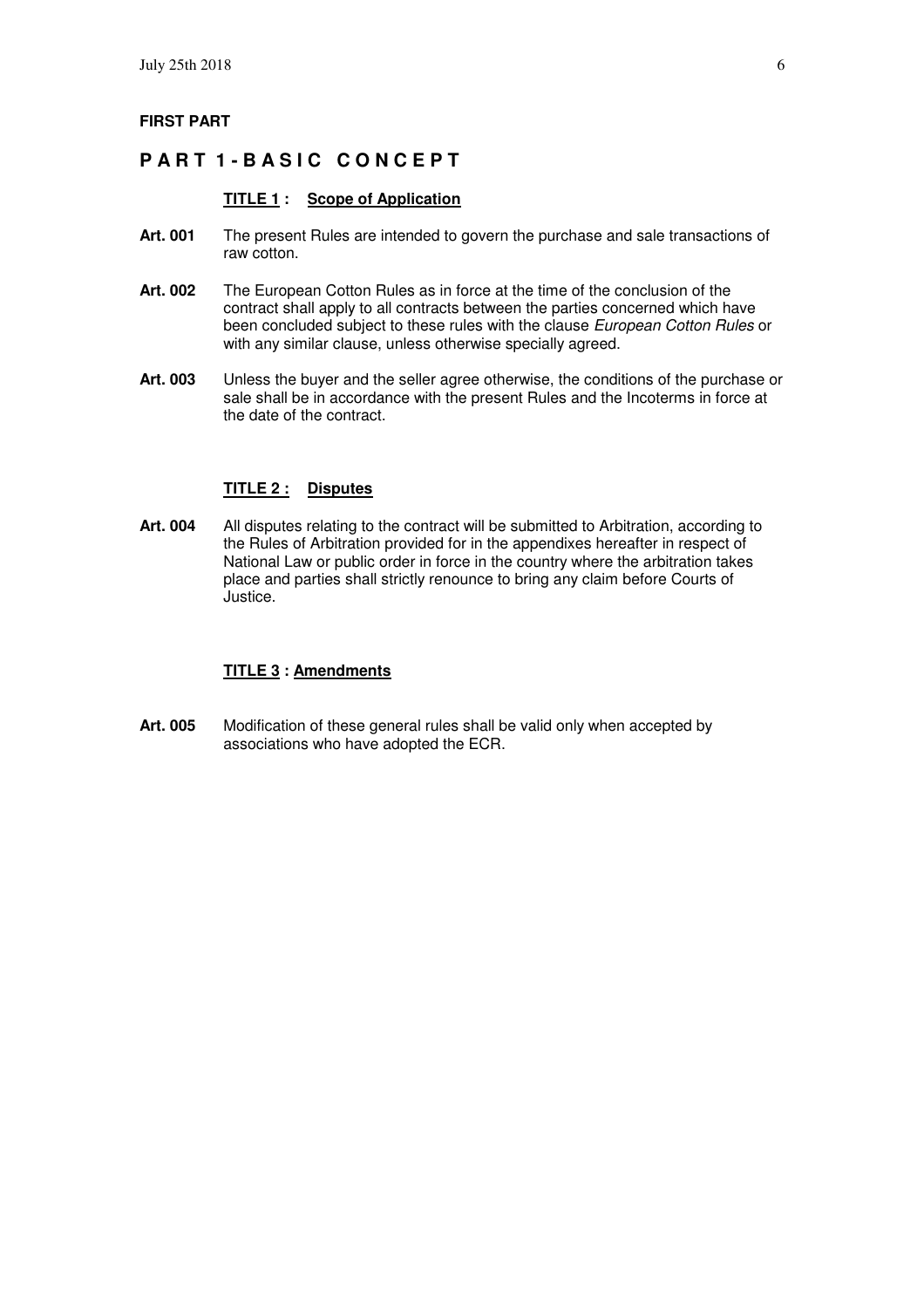**FIRST PART**

# PART 1 - BASIC CONCEPT

## TITLE 1 : Scope of Application

**Art. 001** The present Rules are intended to govern the purchase and sale transactions of raw cotton.

**Art. 002** The European Cotton Rules as in force at the time of the conclusion of the contract shall apply to all contracts between the parties concerned which have been concluded subject to these rules with the clause *European Cotton Rules* or with any similar clause, unless otherwise specially agreed.

**Art. 003** Unless the buyer and the seller agree otherwise, the conditions of the purchase or sale shall be in accordance with the present Rules and the Incoterms in force at the date of the contract.

## TITLE 2 : Disputes

**Art. 004** All disputes relating to the contract will be submitted to Arbitration, according to the Rules of Arbitration provided for in the appendixes hereafter in respect of National Law or public order in force in the country where the arbitration takes place and parties shall strictly renounce to bring any claim before Courts of Justice.

## TITLE 3 : Amendments

**Art. 005** Modification of these general rules shall be valid only when accepted by associations who have adopted the ECR.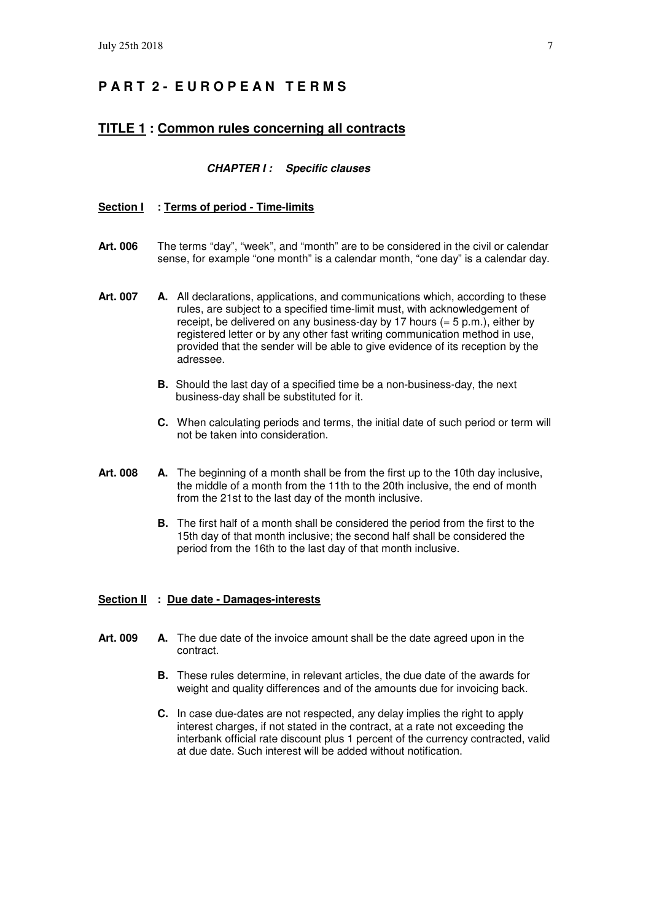# PART 2 - EUROPEAN TERMS

## TITLE 1 : Common rules concerning all contracts

### *CHAPTER I : Specific clauses*

#### Section I : Terms of period - Time-limits

**Art. 006** The terms "day", "week", and "month" are to be considered in the civil or calendar sense, for example "one month" is a calendar month, "one day" is a calendar day.

**Art. 007**

**A.** All declarations, applications, and communications which, according to these rules, are subject to a specified time-limit must, with acknowledgement of receipt, be delivered on any business-day by 17 hours (= 5 p.m.), either by registered letter or by any other fast writing communication method in use, provided that the sender will be able to give evidence of its reception by the adressee.

**B.** Should the last day of a specified time be a non-business-day, the next business-day shall be substituted for it.

**C.** When calculating periods and terms, the initial date of such period or term will not be taken into consideration.

**Art. 008**

**A.** The beginning of a month shall be from the first up to the 10th day inclusive, the middle of a month from the 11th to the 20th inclusive, the end of month from the 21st to the last day of the month inclusive.

**B.** The first half of a month shall be considered the period from the first to the 15th day of that month inclusive; the second half shall be considered the period from the 16th to the last day of that month inclusive.

#### Section II : Due date - Damages-interests

**Art. 009**

**A.** The due date of the invoice amount shall be the date agreed upon in the contract.

**B.** These rules determine, in relevant articles, the due date of the awards for weight and quality differences and of the amounts due for invoicing back.

**C.** In case due-dates are not respected, any delay implies the right to apply interest charges, if not stated in the contract, at a rate not exceeding the interbank official rate discount plus 1 percent of the currency contracted, valid at due date. Such interest will be added without notification.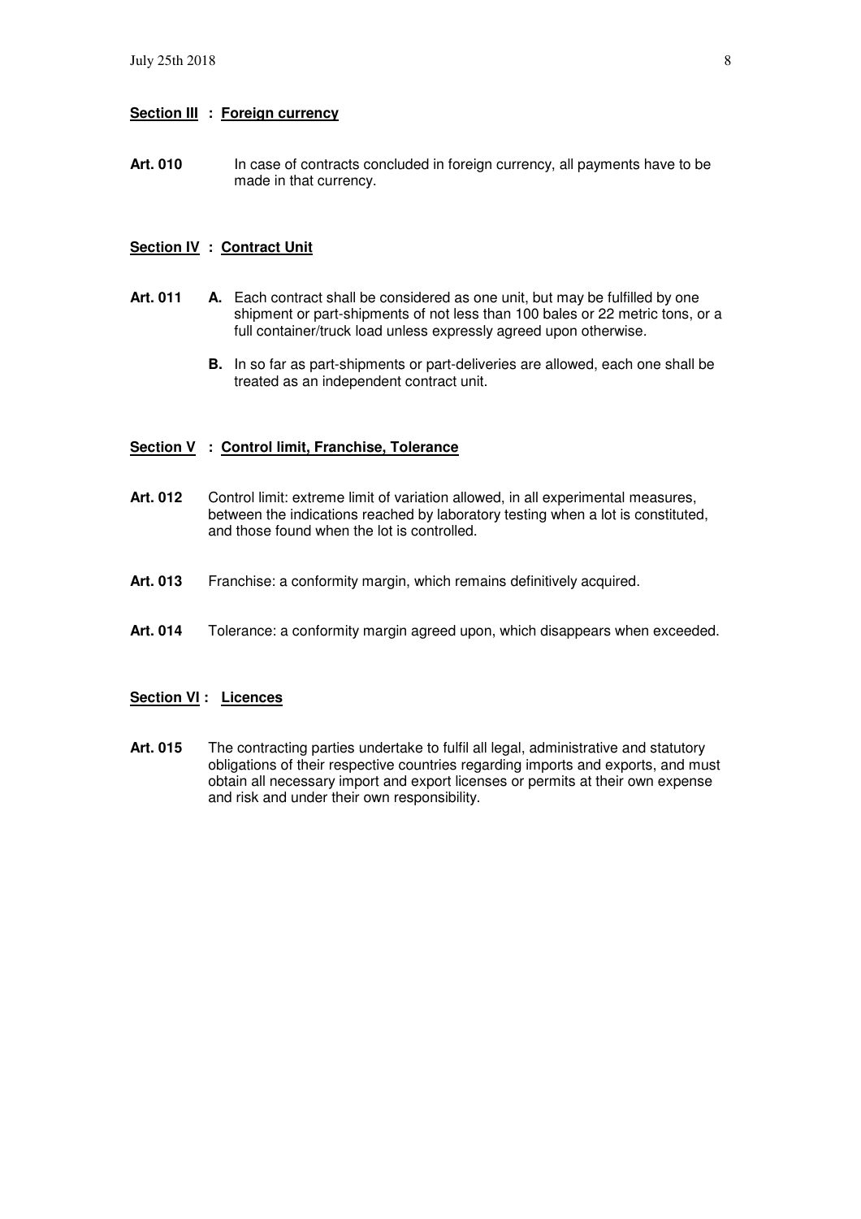## Section III : Foreign currency

**Art. 010** In case of contracts concluded in foreign currency, all payments have to be made in that currency.

## Section IV : Contract Unit

**Art. 011** **A.** Each contract shall be considered as one unit, but may be fulfilled by one shipment or part-shipments of not less than 100 bales or 22 metric tons, or a full container/truck load unless expressly agreed upon otherwise.

**B.** In so far as part-shipments or part-deliveries are allowed, each one shall be treated as an independent contract unit.

## Section V : Control limit, Franchise, Tolerance

**Art. 012** Control limit: extreme limit of variation allowed, in all experimental measures, between the indications reached by laboratory testing when a lot is constituted, and those found when the lot is controlled.

**Art. 013** Franchise: a conformity margin, which remains definitively acquired.

**Art. 014** Tolerance: a conformity margin agreed upon, which disappears when exceeded.

## Section VI : Licences

**Art. 015** The contracting parties undertake to fulfil all legal, administrative and statutory obligations of their respective countries regarding imports and exports, and must obtain all necessary import and export licenses or permits at their own expense and risk and under their own responsibility.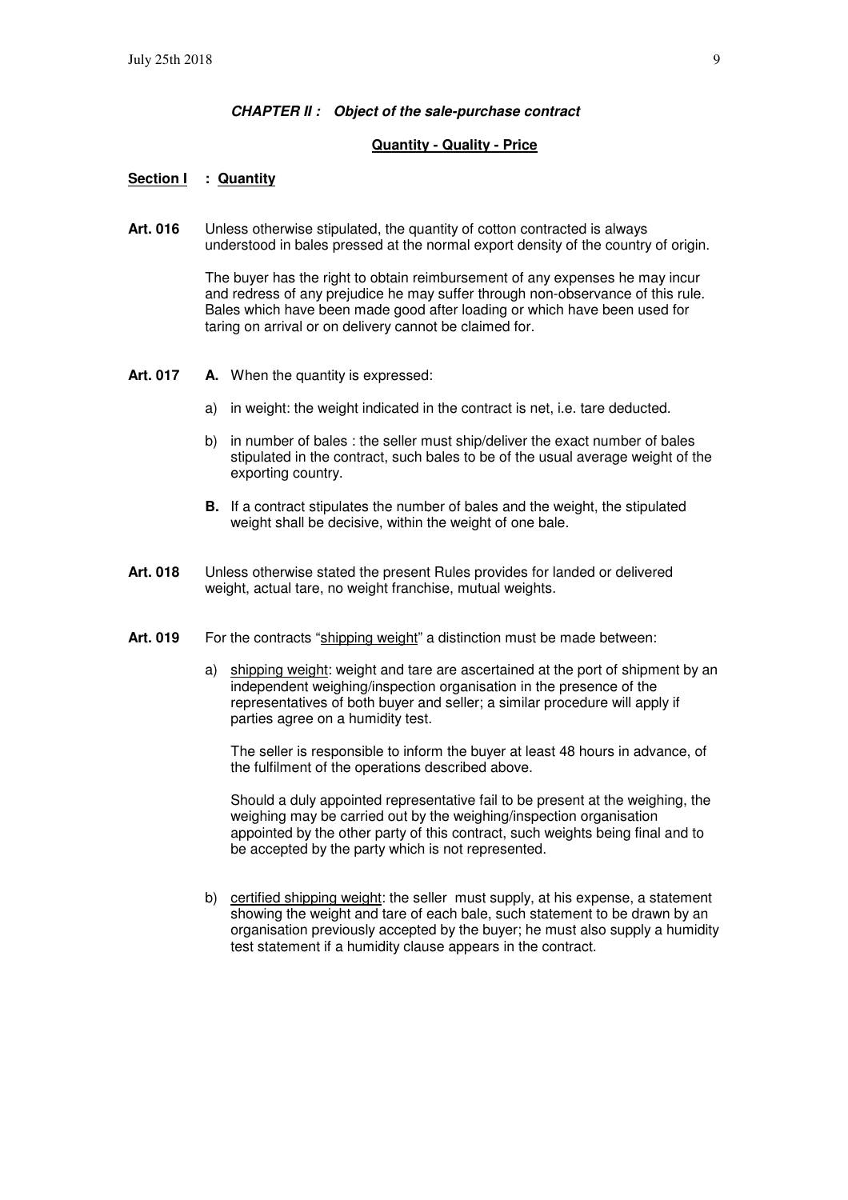## *CHAPTER II : Object of the sale-purchase contract*

**Quantity - Quality - Price**

### Section I : Quantity

**Art. 016** Unless otherwise stipulated, the quantity of cotton contracted is always understood in bales pressed at the normal export density of the country of origin.

The buyer has the right to obtain reimbursement of any expenses he may incur and redress of any prejudice he may suffer through non-observance of this rule. Bales which have been made good after loading or which have been used for taring on arrival or on delivery cannot be claimed for.

**Art. 017** **A.** When the quantity is expressed:

a) in weight: the weight indicated in the contract is net, i.e. tare deducted.

b) in number of bales : the seller must ship/deliver the exact number of bales stipulated in the contract, such bales to be of the usual average weight of the exporting country.

**B.** If a contract stipulates the number of bales and the weight, the stipulated weight shall be decisive, within the weight of one bale.

**Art. 018** Unless otherwise stated the present Rules provides for landed or delivered weight, actual tare, no weight franchise, mutual weights.

**Art. 019** For the contracts "shipping weight" a distinction must be made between:

a) shipping weight: weight and tare are ascertained at the port of shipment by an independent weighing/inspection organisation in the presence of the representatives of both buyer and seller; a similar procedure will apply if parties agree on a humidity test.

The seller is responsible to inform the buyer at least 48 hours in advance, of the fulfilment of the operations described above.

Should a duly appointed representative fail to be present at the weighing, the weighing may be carried out by the weighing/inspection organisation appointed by the other party of this contract, such weights being final and to be accepted by the party which is not represented.

b) certified shipping weight: the seller must supply, at his expense, a statement showing the weight and tare of each bale, such statement to be drawn by an organisation previously accepted by the buyer; he must also supply a humidity test statement if a humidity clause appears in the contract.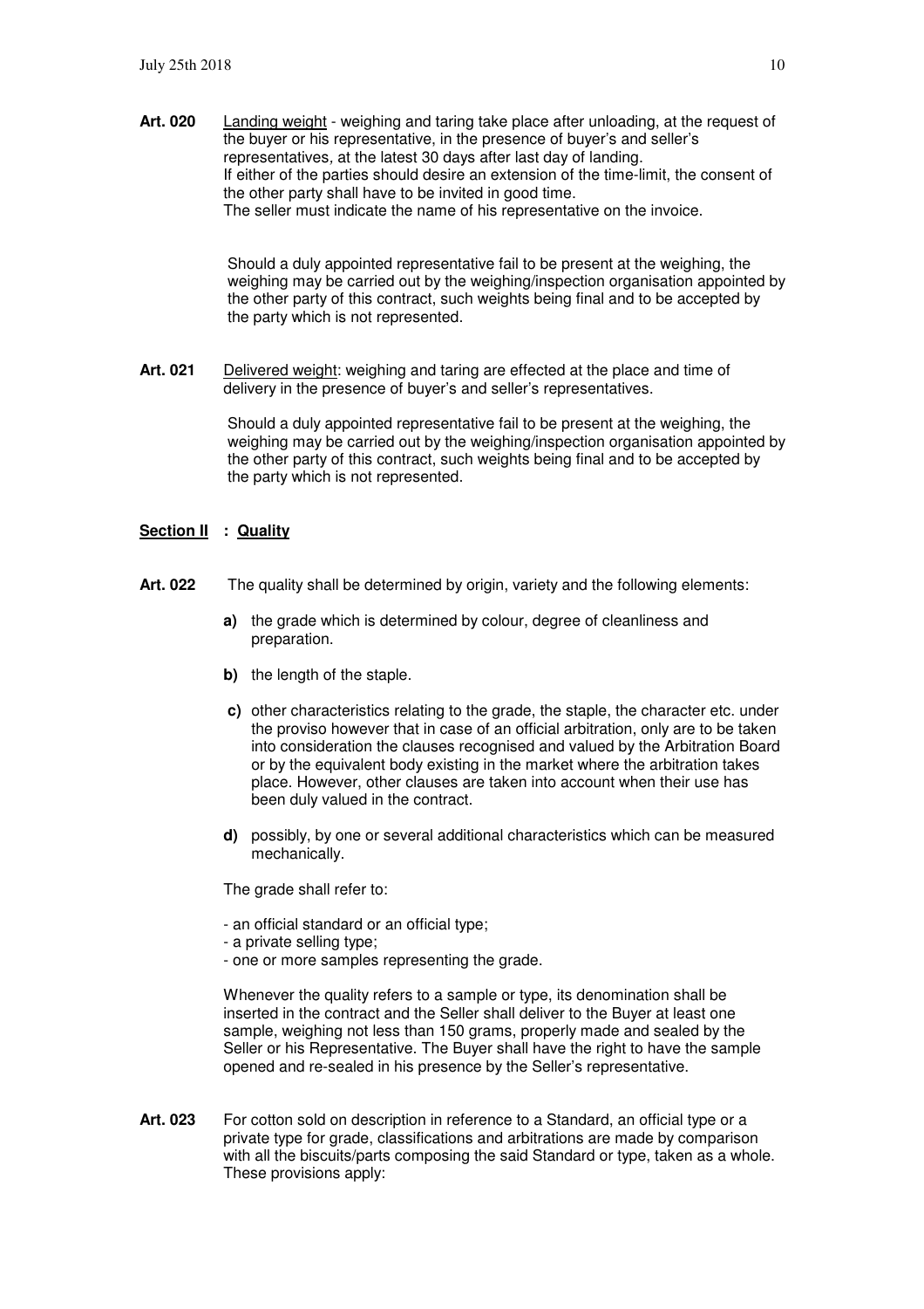**Art. 020** <u>Landing weight</u> - weighing and taring take place after unloading, at the request of the buyer or his representative, in the presence of buyer's and seller's representatives, at the latest 30 days after last day of landing.
If either of the parties should desire an extension of the time-limit, the consent of the other party shall have to be invited in good time.
The seller must indicate the name of his representative on the invoice.

Should a duly appointed representative fail to be present at the weighing, the weighing may be carried out by the weighing/inspection organisation appointed by the other party of this contract, such weights being final and to be accepted by the party which is not represented.

**Art. 021** <u>Delivered weight</u>: weighing and taring are effected at the place and time of delivery in the presence of buyer's and seller's representatives.

Should a duly appointed representative fail to be present at the weighing, the weighing may be carried out by the weighing/inspection organisation appointed by the other party of this contract, such weights being final and to be accepted by the party which is not represented.

## Section II : Quality

**Art. 022** The quality shall be determined by origin, variety and the following elements:

- **a)** the grade which is determined by colour, degree of cleanliness and preparation.
- **b)** the length of the staple.
- **c)** other characteristics relating to the grade, the staple, the character etc. under the proviso however that in case of an official arbitration, only are to be taken into consideration the clauses recognised and valued by the Arbitration Board or by the equivalent body existing in the market where the arbitration takes place. However, other clauses are taken into account when their use has been duly valued in the contract.
- **d)** possibly, by one or several additional characteristics which can be measured mechanically.

The grade shall refer to:

- an official standard or an official type;
- a private selling type;
- one or more samples representing the grade.

Whenever the quality refers to a sample or type, its denomination shall be inserted in the contract and the Seller shall deliver to the Buyer at least one sample, weighing not less than 150 grams, properly made and sealed by the Seller or his Representative. The Buyer shall have the right to have the sample opened and re-sealed in his presence by the Seller's representative.

**Art. 023** For cotton sold on description in reference to a Standard, an official type or a private type for grade, classifications and arbitrations are made by comparison with all the biscuits/parts composing the said Standard or type, taken as a whole. These provisions apply: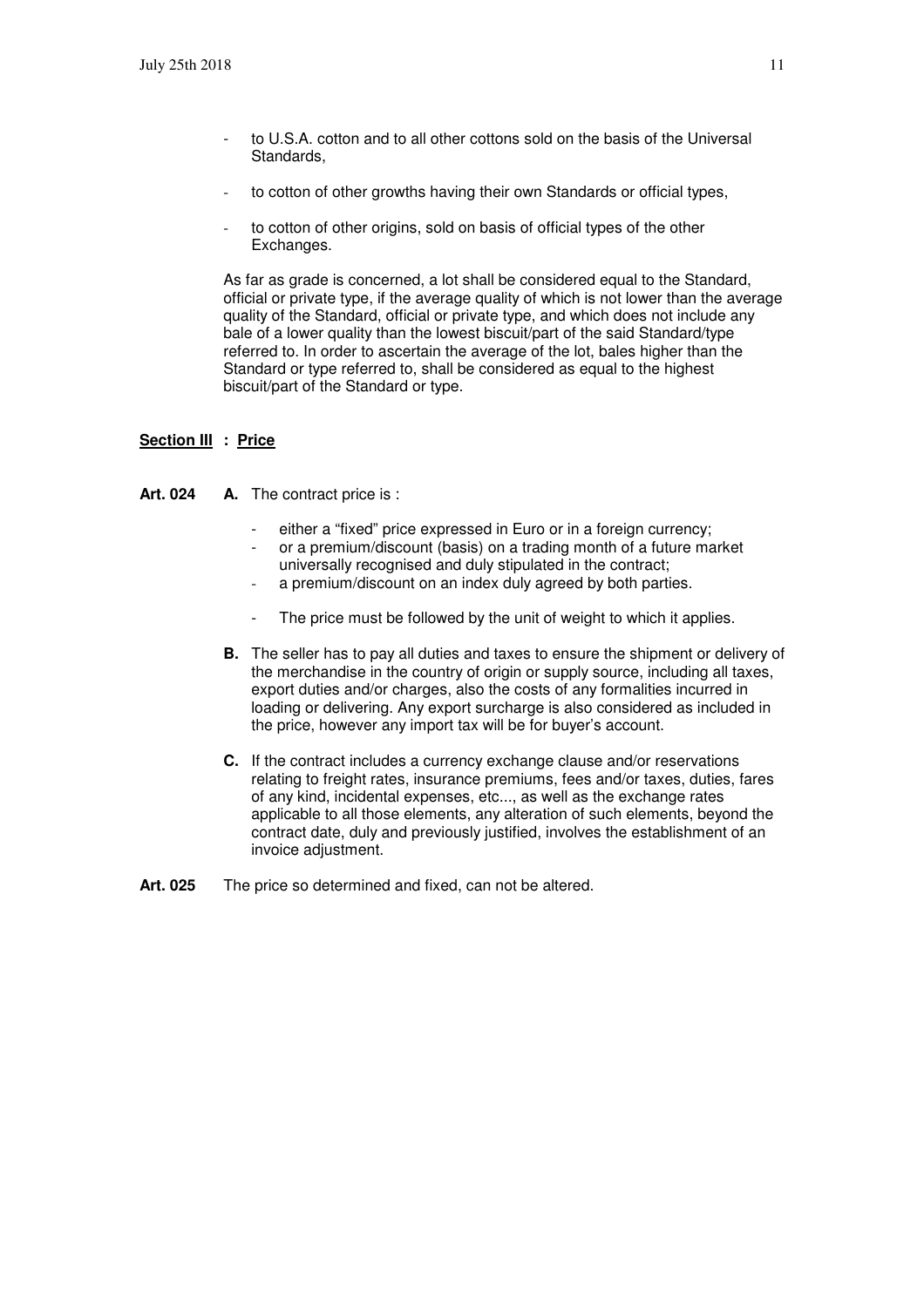- to U.S.A. cotton and to all other cottons sold on the basis of the Universal Standards,
- to cotton of other growths having their own Standards or official types,
- to cotton of other origins, sold on basis of official types of the other Exchanges.

As far as grade is concerned, a lot shall be considered equal to the Standard, official or private type, if the average quality of which is not lower than the average quality of the Standard, official or private type, and which does not include any bale of a lower quality than the lowest biscuit/part of the said Standard/type referred to. In order to ascertain the average of the lot, bales higher than the Standard or type referred to, shall be considered as equal to the highest biscuit/part of the Standard or type.

## Section III : Price

**Art. 024** **A.** The contract price is :

- either a "fixed" price expressed in Euro or in a foreign currency;
- or a premium/discount (basis) on a trading month of a future market universally recognised and duly stipulated in the contract;
- a premium/discount on an index duly agreed by both parties.

- The price must be followed by the unit of weight to which it applies.

**B.** The seller has to pay all duties and taxes to ensure the shipment or delivery of the merchandise in the country of origin or supply source, including all taxes, export duties and/or charges, also the costs of any formalities incurred in loading or delivering. Any export surcharge is also considered as included in the price, however any import tax will be for buyer's account.

**C.** If the contract includes a currency exchange clause and/or reservations relating to freight rates, insurance premiums, fees and/or taxes, duties, fares of any kind, incidental expenses, etc..., as well as the exchange rates applicable to all those elements, any alteration of such elements, beyond the contract date, duly and previously justified, involves the establishment of an invoice adjustment.

**Art. 025** The price so determined and fixed, can not be altered.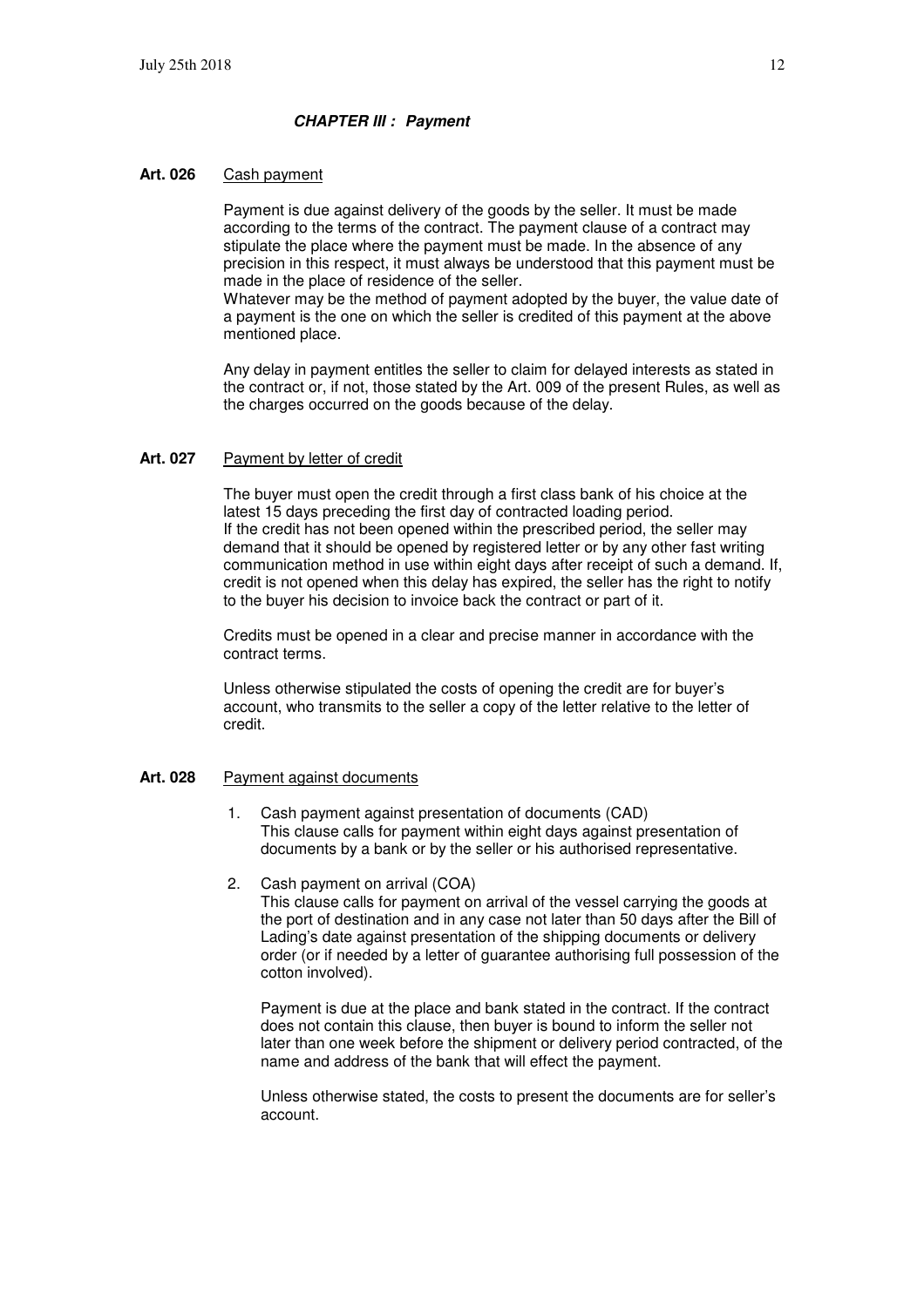### *CHAPTER III : Payment*

**Art. 026** Cash payment

Payment is due against delivery of the goods by the seller. It must be made according to the terms of the contract. The payment clause of a contract may stipulate the place where the payment must be made. In the absence of any precision in this respect, it must always be understood that this payment must be made in the place of residence of the seller.
Whatever may be the method of payment adopted by the buyer, the value date of a payment is the one on which the seller is credited of this payment at the above mentioned place.

Any delay in payment entitles the seller to claim for delayed interests as stated in the contract or, if not, those stated by the Art. 009 of the present Rules, as well as the charges occurred on the goods because of the delay.

**Art. 027** Payment by letter of credit

The buyer must open the credit through a first class bank of his choice at the latest 15 days preceding the first day of contracted loading period.
If the credit has not been opened within the prescribed period, the seller may demand that it should be opened by registered letter or by any other fast writing communication method in use within eight days after receipt of such a demand. If, credit is not opened when this delay has expired, the seller has the right to notify to the buyer his decision to invoice back the contract or part of it.

Credits must be opened in a clear and precise manner in accordance with the contract terms.

Unless otherwise stipulated the costs of opening the credit are for buyer's account, who transmits to the seller a copy of the letter relative to the letter of credit.

**Art. 028** Payment against documents

1. Cash payment against presentation of documents (CAD)
   This clause calls for payment within eight days against presentation of documents by a bank or by the seller or his authorised representative.

2. Cash payment on arrival (COA)
   This clause calls for payment on arrival of the vessel carrying the goods at the port of destination and in any case not later than 50 days after the Bill of Lading's date against presentation of the shipping documents or delivery order (or if needed by a letter of guarantee authorising full possession of the cotton involved).

   Payment is due at the place and bank stated in the contract. If the contract does not contain this clause, then buyer is bound to inform the seller not later than one week before the shipment or delivery period contracted, of the name and address of the bank that will effect the payment.

   Unless otherwise stated, the costs to present the documents are for seller's account.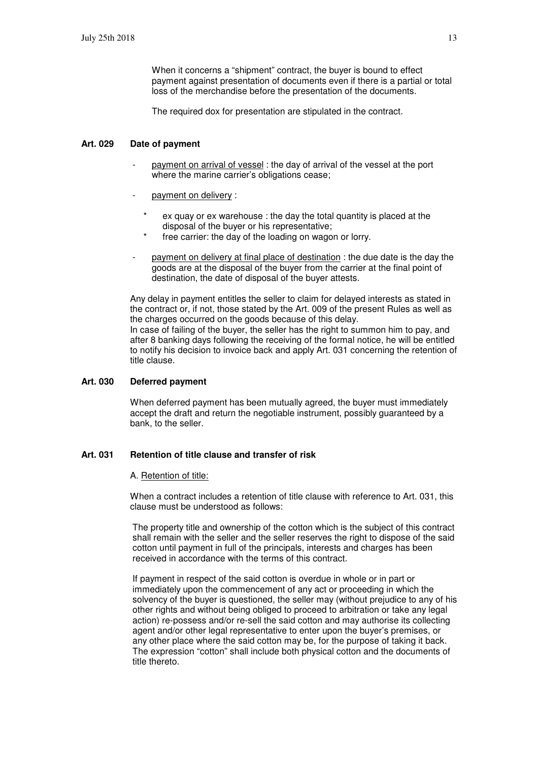When it concerns a “shipment” contract, the buyer is bound to effect payment against presentation of documents even if there is a partial or total loss of the merchandise before the presentation of the documents.

The required dox for presentation are stipulated in the contract.

### Art. 029 Date of payment

- payment on arrival of vessel : the day of arrival of the vessel at the port where the marine carrier’s obligations cease;
- payment on delivery :
  - ex quay or ex warehouse : the day the total quantity is placed at the disposal of the buyer or his representative;
  - free carrier: the day of the loading on wagon or lorry.
- payment on delivery at final place of destination : the due date is the day the goods are at the disposal of the buyer from the carrier at the final point of destination, the date of disposal of the buyer attests.

Any delay in payment entitles the seller to claim for delayed interests as stated in the contract or, if not, those stated by the Art. 009 of the present Rules as well as the charges occurred on the goods because of this delay.
In case of failing of the buyer, the seller has the right to summon him to pay, and after 8 banking days following the receiving of the formal notice, he will be entitled to notify his decision to invoice back and apply Art. 031 concerning the retention of title clause.

### Art. 030 Deferred payment

When deferred payment has been mutually agreed, the buyer must immediately accept the draft and return the negotiable instrument, possibly guaranteed by a bank, to the seller.

### Art. 031 Retention of title clause and transfer of risk

A. Retention of title:

When a contract includes a retention of title clause with reference to Art. 031, this clause must be understood as follows:

The property title and ownership of the cotton which is the subject of this contract shall remain with the seller and the seller reserves the right to dispose of the said cotton until payment in full of the principals, interests and charges has been received in accordance with the terms of this contract.

If payment in respect of the said cotton is overdue in whole or in part or immediately upon the commencement of any act or proceeding in which the solvency of the buyer is questioned, the seller may (without prejudice to any of his other rights and without being obliged to proceed to arbitration or take any legal action) re-possess and/or re-sell the said cotton and may authorise its collecting agent and/or other legal representative to enter upon the buyer’s premises, or any other place where the said cotton may be, for the purpose of taking it back. The expression “cotton” shall include both physical cotton and the documents of title thereto.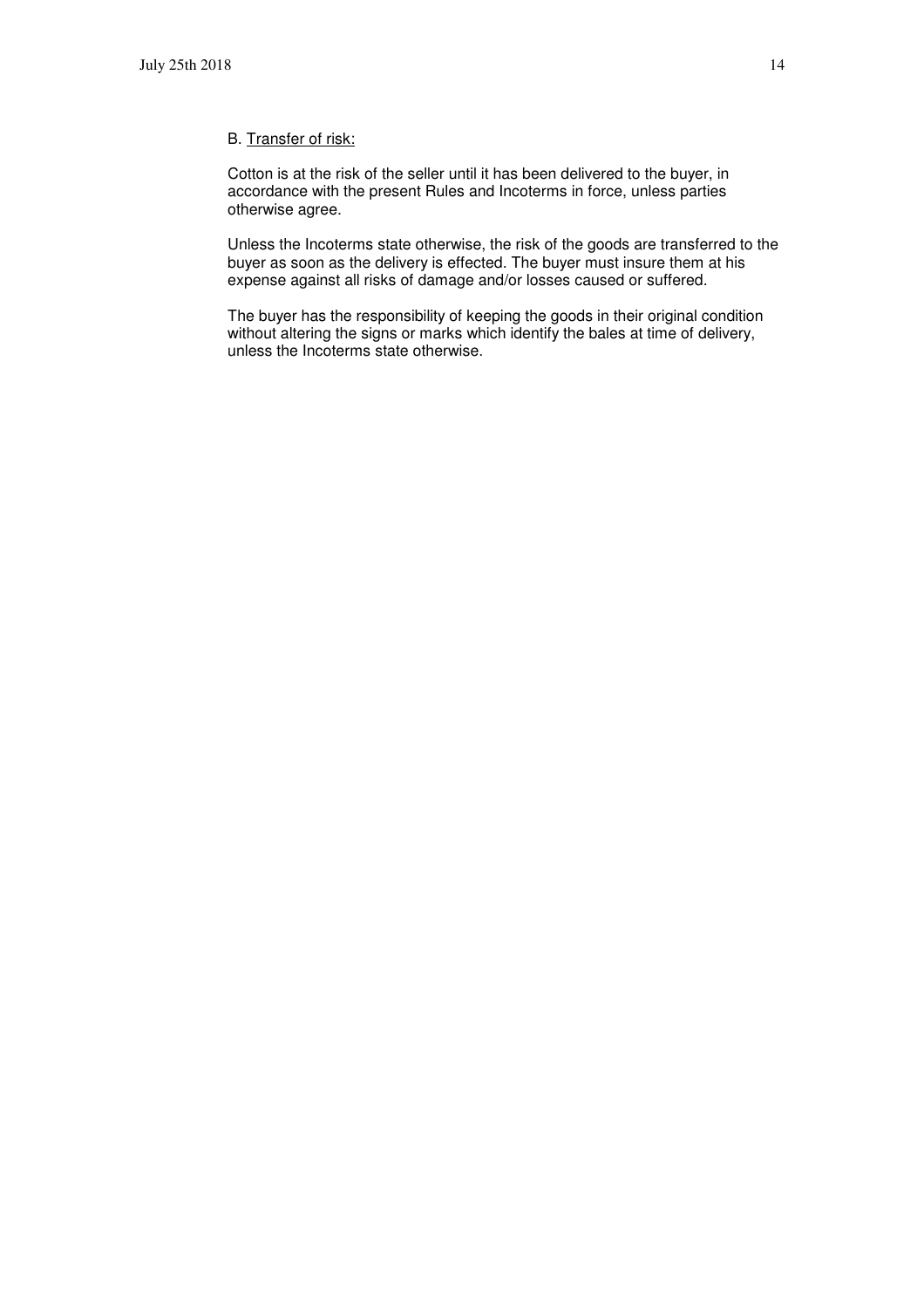B. Transfer of risk:

Cotton is at the risk of the seller until it has been delivered to the buyer, in accordance with the present Rules and Incoterms in force, unless parties otherwise agree.

Unless the Incoterms state otherwise, the risk of the goods are transferred to the buyer as soon as the delivery is effected. The buyer must insure them at his expense against all risks of damage and/or losses caused or suffered.

The buyer has the responsibility of keeping the goods in their original condition without altering the signs or marks which identify the bales at time of delivery, unless the Incoterms state otherwise.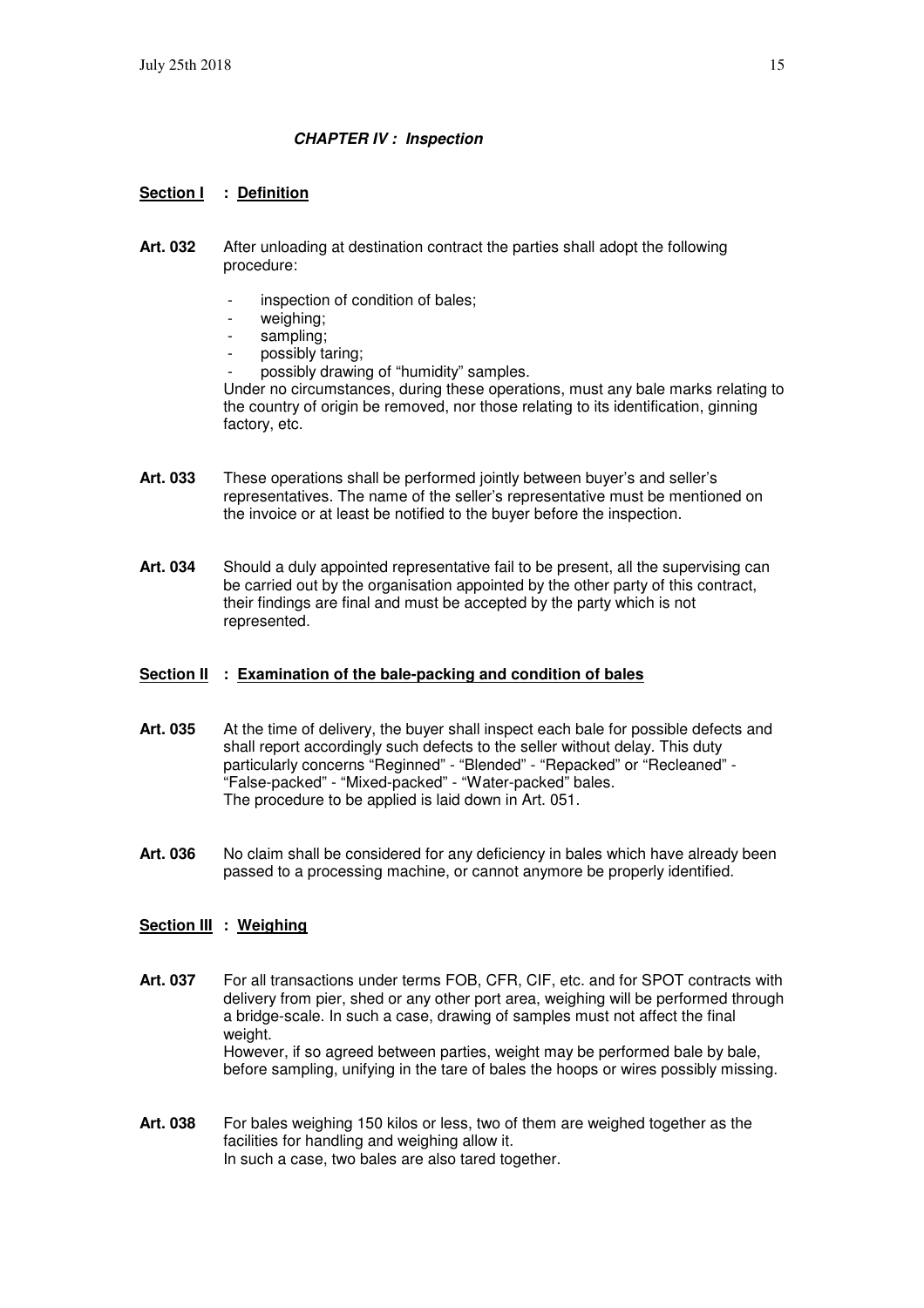## *CHAPTER IV : Inspection*

### Section I : Definition

**Art. 032** After unloading at destination contract the parties shall adopt the following procedure:

- inspection of condition of bales;
- weighing;
- sampling;
- possibly taring;
- possibly drawing of "humidity" samples.

Under no circumstances, during these operations, must any bale marks relating to the country of origin be removed, nor those relating to its identification, ginning factory, etc.

**Art. 033** These operations shall be performed jointly between buyer's and seller's representatives. The name of the seller's representative must be mentioned on the invoice or at least be notified to the buyer before the inspection.

**Art. 034** Should a duly appointed representative fail to be present, all the supervising can be carried out by the organisation appointed by the other party of this contract, their findings are final and must be accepted by the party which is not represented.

### Section II : Examination of the bale-packing and condition of bales

**Art. 035** At the time of delivery, the buyer shall inspect each bale for possible defects and shall report accordingly such defects to the seller without delay. This duty particularly concerns "Reginned" - "Blended" - "Repacked" or "Recleaned" - "False-packed" - "Mixed-packed" - "Water-packed" bales.
The procedure to be applied is laid down in Art. 051.

**Art. 036** No claim shall be considered for any deficiency in bales which have already been passed to a processing machine, or cannot anymore be properly identified.

### Section III : Weighing

**Art. 037** For all transactions under terms FOB, CFR, CIF, etc. and for SPOT contracts with delivery from pier, shed or any other port area, weighing will be performed through a bridge-scale. In such a case, drawing of samples must not affect the final weight.
However, if so agreed between parties, weight may be performed bale by bale, before sampling, unifying in the tare of bales the hoops or wires possibly missing.

**Art. 038** For bales weighing 150 kilos or less, two of them are weighed together as the facilities for handling and weighing allow it.
In such a case, two bales are also tared together.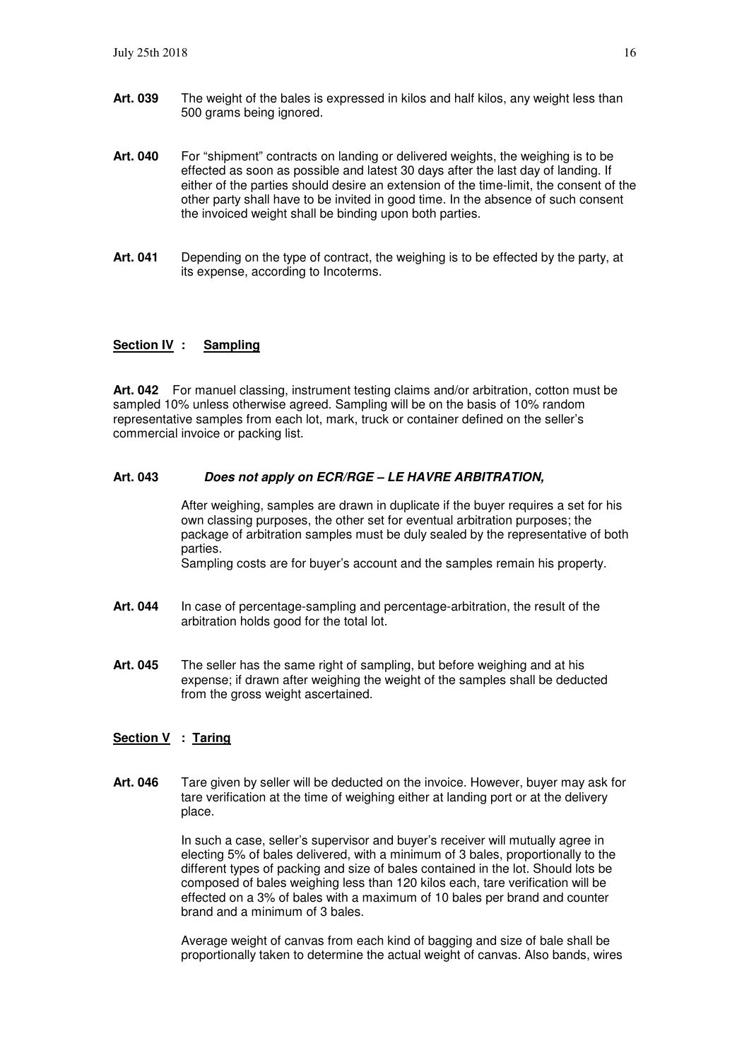**Art. 039** The weight of the bales is expressed in kilos and half kilos, any weight less than 500 grams being ignored.

**Art. 040** For "shipment" contracts on landing or delivered weights, the weighing is to be effected as soon as possible and latest 30 days after the last day of landing. If either of the parties should desire an extension of the time-limit, the consent of the other party shall have to be invited in good time. In the absence of such consent the invoiced weight shall be binding upon both parties.

**Art. 041** Depending on the type of contract, the weighing is to be effected by the party, at its expense, according to Incoterms.

## Section IV : Sampling

**Art. 042** For manuel classing, instrument testing claims and/or arbitration, cotton must be sampled 10% unless otherwise agreed. Sampling will be on the basis of 10% random representative samples from each lot, mark, truck or container defined on the seller's commercial invoice or packing list.

**Art. 043** ***Does not apply on ECR/RGE – LE HAVRE ARBITRATION,***

After weighing, samples are drawn in duplicate if the buyer requires a set for his own classing purposes, the other set for eventual arbitration purposes; the package of arbitration samples must be duly sealed by the representative of both parties.
Sampling costs are for buyer's account and the samples remain his property.

**Art. 044** In case of percentage-sampling and percentage-arbitration, the result of the arbitration holds good for the total lot.

**Art. 045** The seller has the same right of sampling, but before weighing and at his expense; if drawn after weighing the weight of the samples shall be deducted from the gross weight ascertained.

## Section V : Taring

**Art. 046** Tare given by seller will be deducted on the invoice. However, buyer may ask for tare verification at the time of weighing either at landing port or at the delivery place.

In such a case, seller's supervisor and buyer's receiver will mutually agree in electing 5% of bales delivered, with a minimum of 3 bales, proportionally to the different types of packing and size of bales contained in the lot. Should lots be composed of bales weighing less than 120 kilos each, tare verification will be effected on a 3% of bales with a maximum of 10 bales per brand and counter brand and a minimum of 3 bales.

Average weight of canvas from each kind of bagging and size of bale shall be proportionally taken to determine the actual weight of canvas. Also bands, wires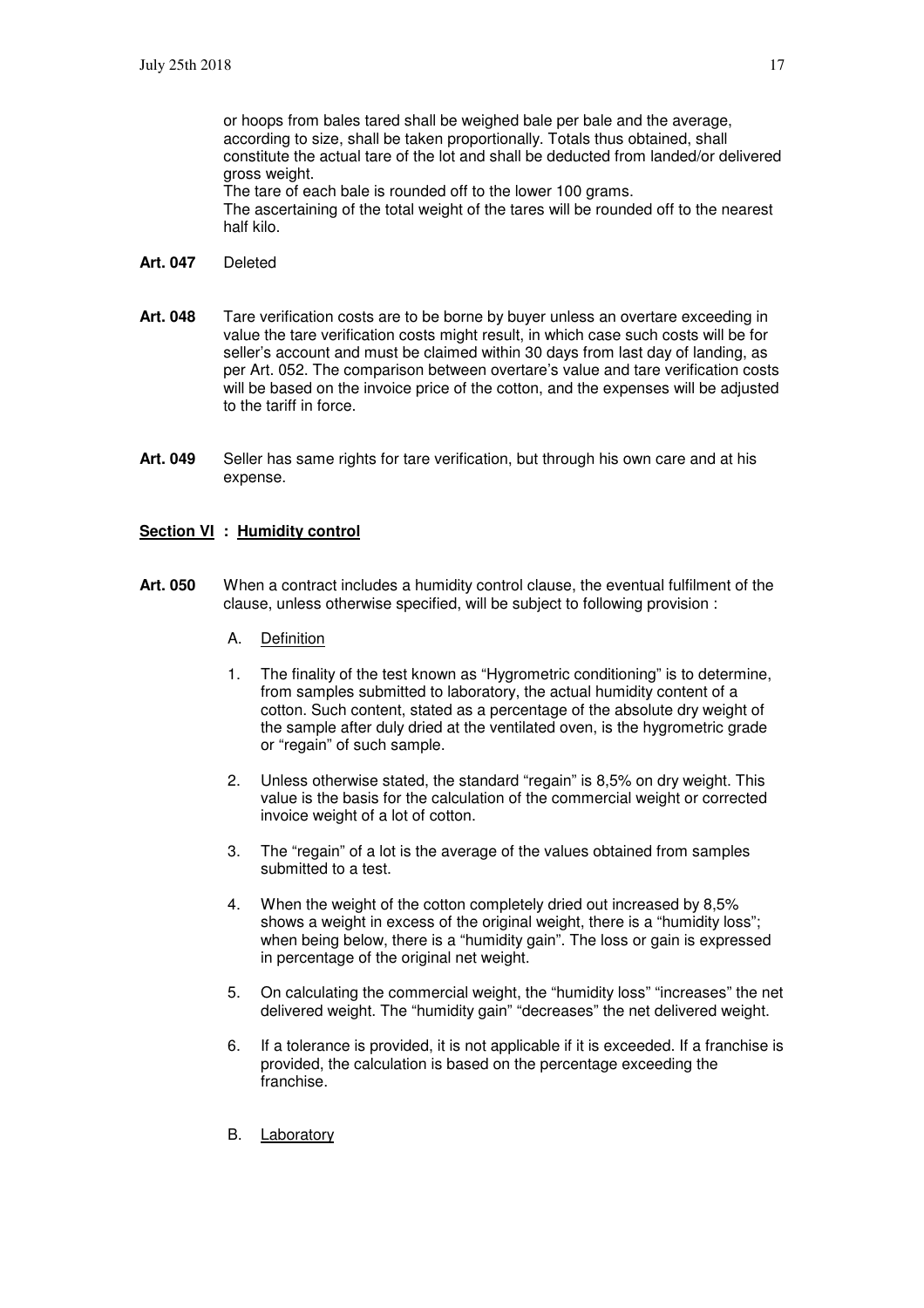or hoops from bales tared shall be weighed bale per bale and the average, according to size, shall be taken proportionally. Totals thus obtained, shall constitute the actual tare of the lot and shall be deducted from landed/or delivered gross weight.
The tare of each bale is rounded off to the lower 100 grams.
The ascertaining of the total weight of the tares will be rounded off to the nearest half kilo.

**Art. 047** Deleted

**Art. 048** Tare verification costs are to be borne by buyer unless an overtare exceeding in value the tare verification costs might result, in which case such costs will be for seller's account and must be claimed within 30 days from last day of landing, as per Art. 052. The comparison between overtare's value and tare verification costs will be based on the invoice price of the cotton, and the expenses will be adjusted to the tariff in force.

**Art. 049** Seller has same rights for tare verification, but through his own care and at his expense.

## Section VI : Humidity control

**Art. 050** When a contract includes a humidity control clause, the eventual fulfilment of the clause, unless otherwise specified, will be subject to following provision :

A. Definition

1. The finality of the test known as "Hygrometric conditioning" is to determine, from samples submitted to laboratory, the actual humidity content of a cotton. Such content, stated as a percentage of the absolute dry weight of the sample after duly dried at the ventilated oven, is the hygrometric grade or "regain" of such sample.

2. Unless otherwise stated, the standard "regain" is 8,5% on dry weight. This value is the basis for the calculation of the commercial weight or corrected invoice weight of a lot of cotton.

3. The "regain" of a lot is the average of the values obtained from samples submitted to a test.

4. When the weight of the cotton completely dried out increased by 8,5% shows a weight in excess of the original weight, there is a "humidity loss"; when being below, there is a "humidity gain". The loss or gain is expressed in percentage of the original net weight.

5. On calculating the commercial weight, the "humidity loss" "increases" the net delivered weight. The "humidity gain" "decreases" the net delivered weight.

6. If a tolerance is provided, it is not applicable if it is exceeded. If a franchise is provided, the calculation is based on the percentage exceeding the franchise.

B. Laboratory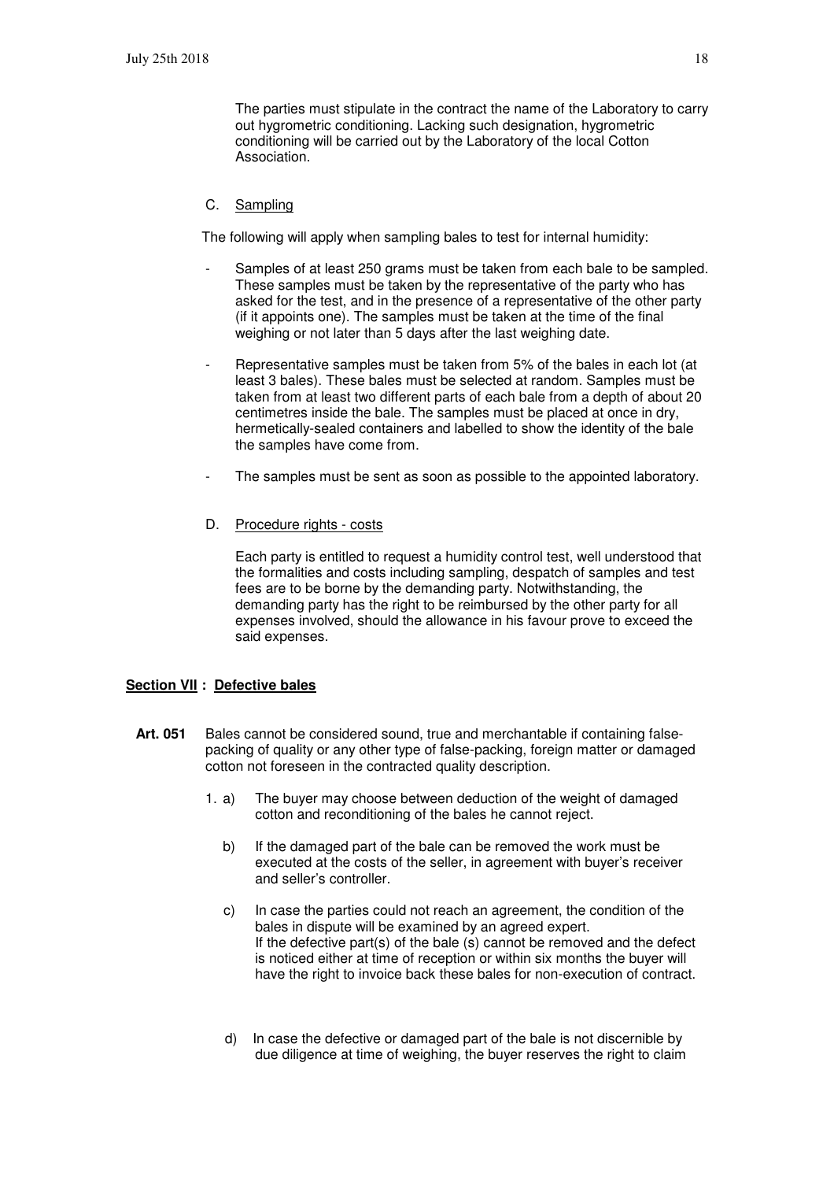The parties must stipulate in the contract the name of the Laboratory to carry out hygrometric conditioning. Lacking such designation, hygrometric conditioning will be carried out by the Laboratory of the local Cotton Association.

C. Sampling

The following will apply when sampling bales to test for internal humidity:

- Samples of at least 250 grams must be taken from each bale to be sampled. These samples must be taken by the representative of the party who has asked for the test, and in the presence of a representative of the other party (if it appoints one). The samples must be taken at the time of the final weighing or not later than 5 days after the last weighing date.
- Representative samples must be taken from 5% of the bales in each lot (at least 3 bales). These bales must be selected at random. Samples must be taken from at least two different parts of each bale from a depth of about 20 centimetres inside the bale. The samples must be placed at once in dry, hermetically-sealed containers and labelled to show the identity of the bale the samples have come from.
- The samples must be sent as soon as possible to the appointed laboratory.

D. Procedure rights - costs

Each party is entitled to request a humidity control test, well understood that the formalities and costs including sampling, despatch of samples and test fees are to be borne by the demanding party. Notwithstanding, the demanding party has the right to be reimbursed by the other party for all expenses involved, should the allowance in his favour prove to exceed the said expenses.

## Section VII : Defective bales

**Art. 051** Bales cannot be considered sound, true and merchantable if containing false-packing of quality or any other type of false-packing, foreign matter or damaged cotton not foreseen in the contracted quality description.

1. a) The buyer may choose between deduction of the weight of damaged cotton and reconditioning of the bales he cannot reject.

   b) If the damaged part of the bale can be removed the work must be executed at the costs of the seller, in agreement with buyer's receiver and seller's controller.

   c) In case the parties could not reach an agreement, the condition of the bales in dispute will be examined by an agreed expert.
   If the defective part(s) of the bale (s) cannot be removed and the defect is noticed either at time of reception or within six months the buyer will have the right to invoice back these bales for non-execution of contract.

   d) In case the defective or damaged part of the bale is not discernible by due diligence at time of weighing, the buyer reserves the right to claim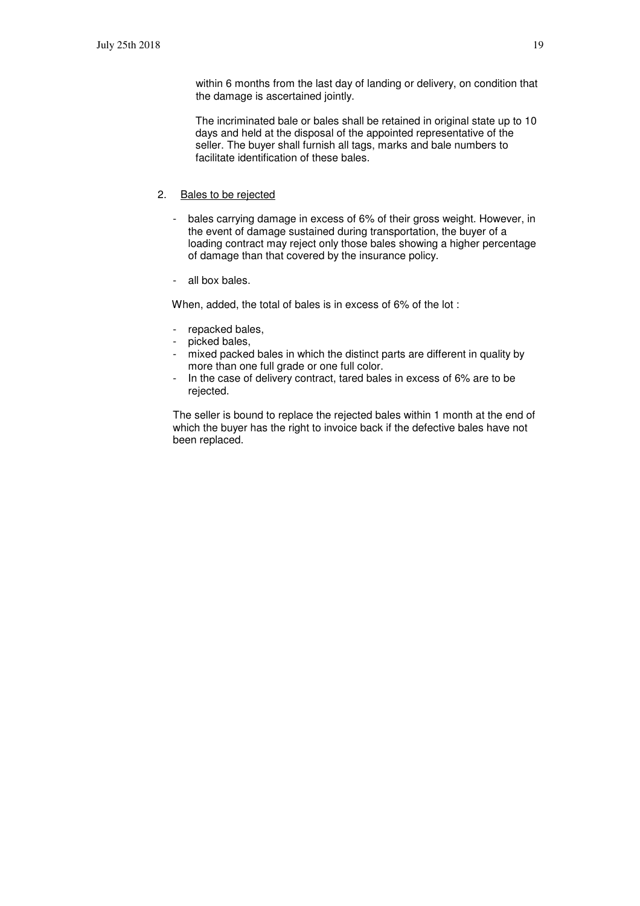within 6 months from the last day of landing or delivery, on condition that the damage is ascertained jointly.

The incriminated bale or bales shall be retained in original state up to 10 days and held at the disposal of the appointed representative of the seller. The buyer shall furnish all tags, marks and bale numbers to facilitate identification of these bales.

2. <u>Bales to be rejected</u>

- bales carrying damage in excess of 6% of their gross weight. However, in the event of damage sustained during transportation, the buyer of a loading contract may reject only those bales showing a higher percentage of damage than that covered by the insurance policy.
- all box bales.

When, added, the total of bales is in excess of 6% of the lot :

- repacked bales,
- picked bales,
- mixed packed bales in which the distinct parts are different in quality by more than one full grade or one full color.
- In the case of delivery contract, tared bales in excess of 6% are to be rejected.

The seller is bound to replace the rejected bales within 1 month at the end of which the buyer has the right to invoice back if the defective bales have not been replaced.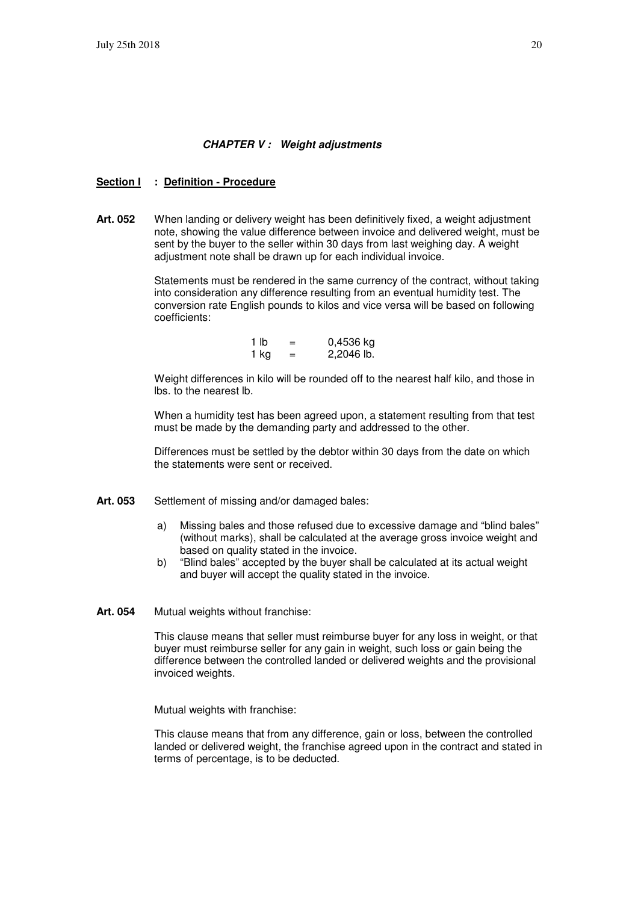### *CHAPTER V : Weight adjustments*

**Section I : Definition - Procedure**

**Art. 052** When landing or delivery weight has been definitively fixed, a weight adjustment note, showing the value difference between invoice and delivered weight, must be sent by the buyer to the seller within 30 days from last weighing day. A weight adjustment note shall be drawn up for each individual invoice.

Statements must be rendered in the same currency of the contract, without taking into consideration any difference resulting from an eventual humidity test. The conversion rate English pounds to kilos and vice versa will be based on following coefficients:

| | | |
|---|---|---|
| 1 lb | = | 0,4536 kg |
| 1 kg | = | 2,2046 lb. |

Weight differences in kilo will be rounded off to the nearest half kilo, and those in lbs. to the nearest lb.

When a humidity test has been agreed upon, a statement resulting from that test must be made by the demanding party and addressed to the other.

Differences must be settled by the debtor within 30 days from the date on which the statements were sent or received.

**Art. 053** Settlement of missing and/or damaged bales:

a) Missing bales and those refused due to excessive damage and "blind bales" (without marks), shall be calculated at the average gross invoice weight and based on quality stated in the invoice.
b) "Blind bales" accepted by the buyer shall be calculated at its actual weight and buyer will accept the quality stated in the invoice.

**Art. 054** Mutual weights without franchise:

This clause means that seller must reimburse buyer for any loss in weight, or that buyer must reimburse seller for any gain in weight, such loss or gain being the difference between the controlled landed or delivered weights and the provisional invoiced weights.

Mutual weights with franchise:

This clause means that from any difference, gain or loss, between the controlled landed or delivered weight, the franchise agreed upon in the contract and stated in terms of percentage, is to be deducted.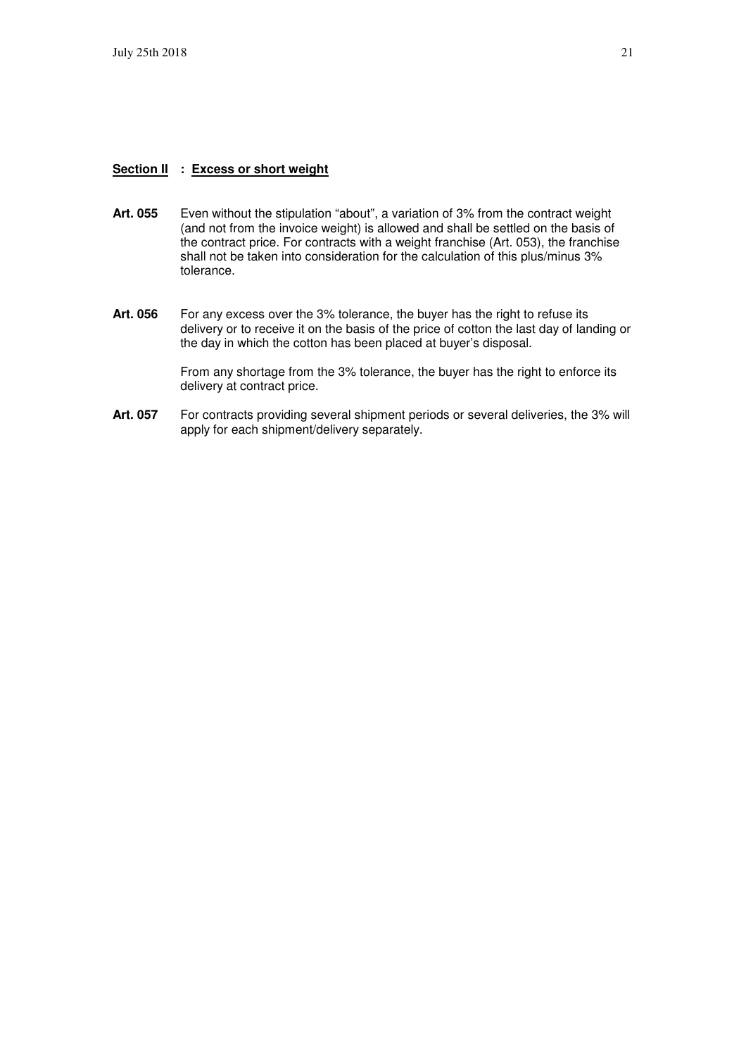## Section II : Excess or short weight

**Art. 055** Even without the stipulation "about", a variation of 3% from the contract weight (and not from the invoice weight) is allowed and shall be settled on the basis of the contract price. For contracts with a weight franchise (Art. 053), the franchise shall not be taken into consideration for the calculation of this plus/minus 3% tolerance.

**Art. 056** For any excess over the 3% tolerance, the buyer has the right to refuse its delivery or to receive it on the basis of the price of cotton the last day of landing or the day in which the cotton has been placed at buyer's disposal.

From any shortage from the 3% tolerance, the buyer has the right to enforce its delivery at contract price.

**Art. 057** For contracts providing several shipment periods or several deliveries, the 3% will apply for each shipment/delivery separately.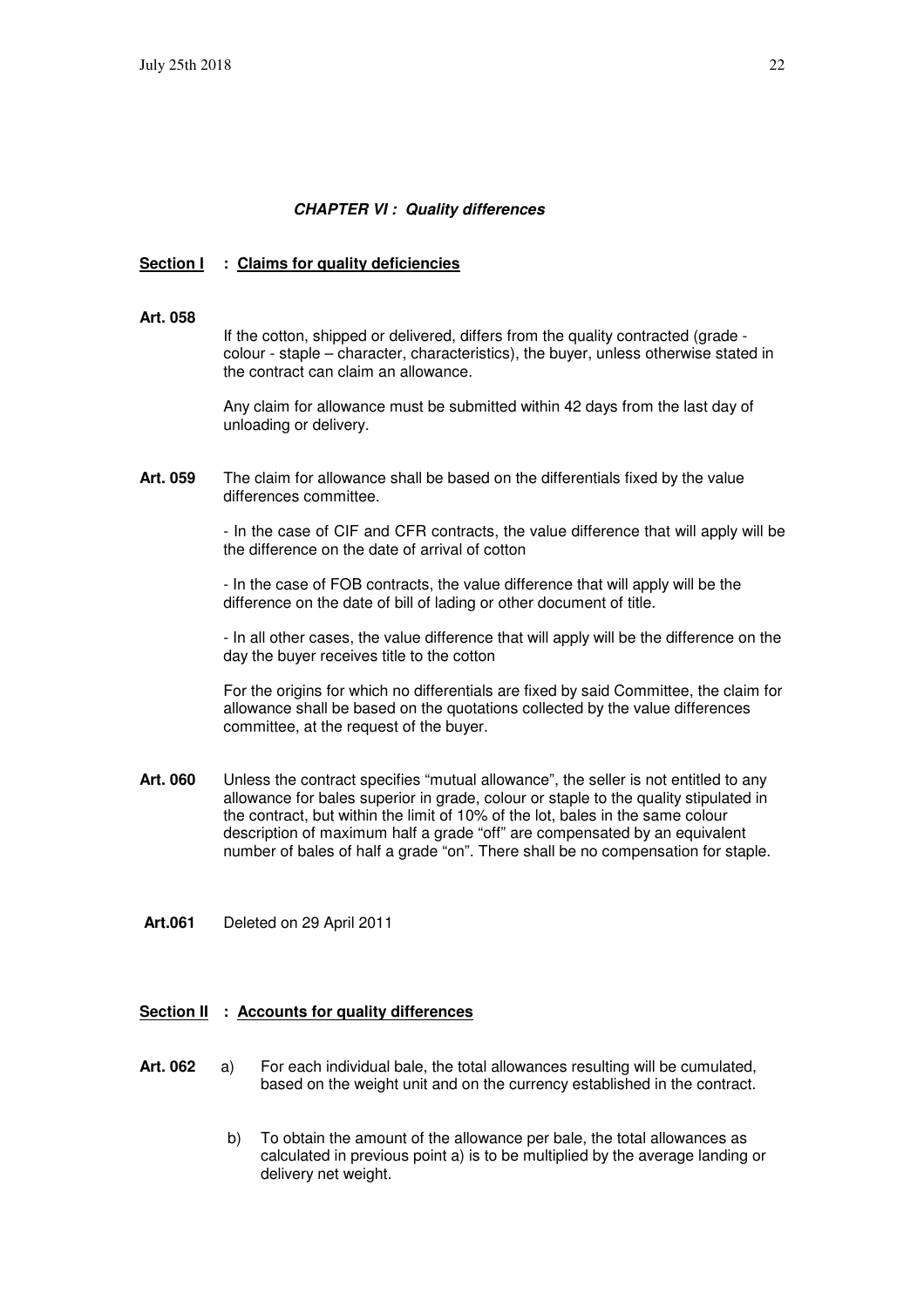## *CHAPTER VI : Quality differences*

### Section I : Claims for quality deficiencies

**Art. 058**

If the cotton, shipped or delivered, differs from the quality contracted (grade - colour - staple – character, characteristics), the buyer, unless otherwise stated in the contract can claim an allowance.

Any claim for allowance must be submitted within 42 days from the last day of unloading or delivery.

**Art. 059** The claim for allowance shall be based on the differentials fixed by the value differences committee.

- In the case of CIF and CFR contracts, the value difference that will apply will be the difference on the date of arrival of cotton

- In the case of FOB contracts, the value difference that will apply will be the difference on the date of bill of lading or other document of title.

- In all other cases, the value difference that will apply will be the difference on the day the buyer receives title to the cotton

For the origins for which no differentials are fixed by said Committee, the claim for allowance shall be based on the quotations collected by the value differences committee, at the request of the buyer.

**Art. 060** Unless the contract specifies "mutual allowance", the seller is not entitled to any allowance for bales superior in grade, colour or staple to the quality stipulated in the contract, but within the limit of 10% of the lot, bales in the same colour description of maximum half a grade "off" are compensated by an equivalent number of bales of half a grade "on". There shall be no compensation for staple.

**Art.061** Deleted on 29 April 2011

### Section II : Accounts for quality differences

**Art. 062**

a) For each individual bale, the total allowances resulting will be cumulated, based on the weight unit and on the currency established in the contract.

b) To obtain the amount of the allowance per bale, the total allowances as calculated in previous point a) is to be multiplied by the average landing or delivery net weight.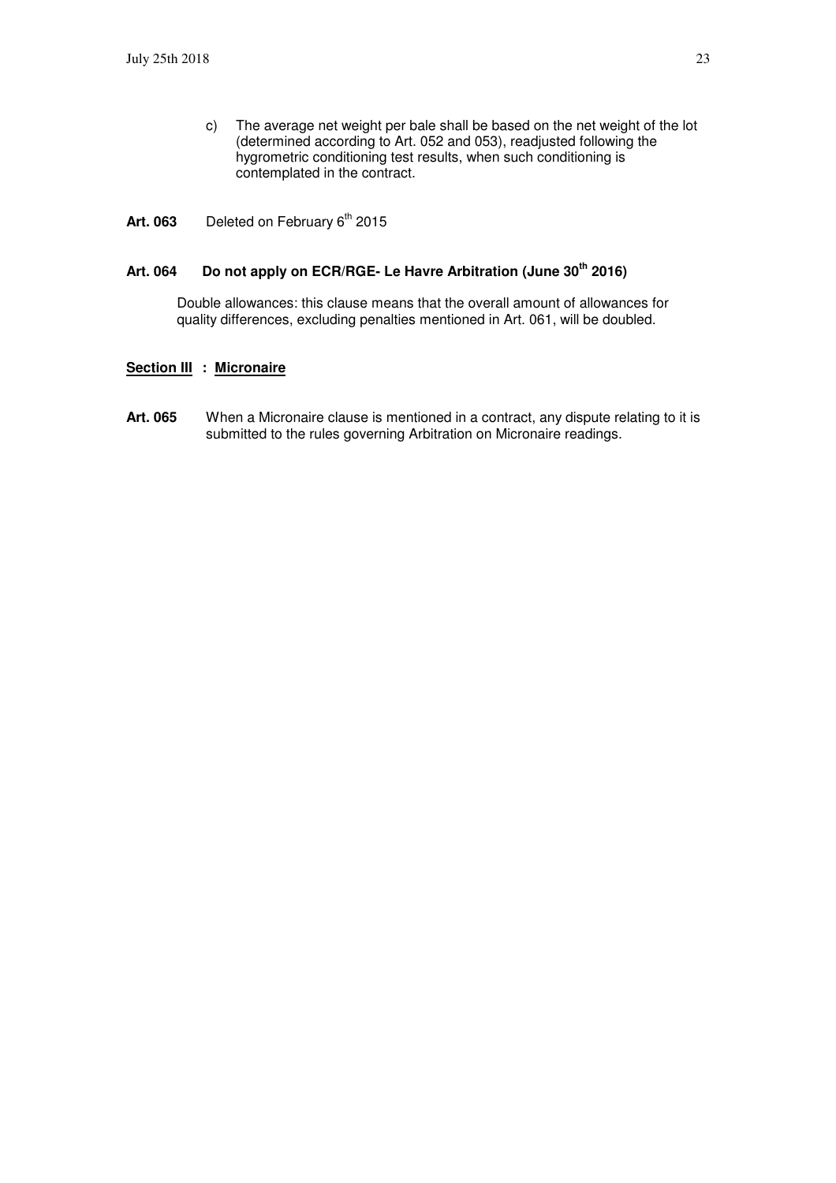c) The average net weight per bale shall be based on the net weight of the lot (determined according to Art. 052 and 053), readjusted following the hygrometric conditioning test results, when such conditioning is contemplated in the contract.

**Art. 063** Deleted on February 6th 2015

**Art. 064 Do not apply on ECR/RGE- Le Havre Arbitration (June 30th 2016)**

Double allowances: this clause means that the overall amount of allowances for quality differences, excluding penalties mentioned in Art. 061, will be doubled.

## Section III : Micronaire

**Art. 065** When a Micronaire clause is mentioned in a contract, any dispute relating to it is submitted to the rules governing Arbitration on Micronaire readings.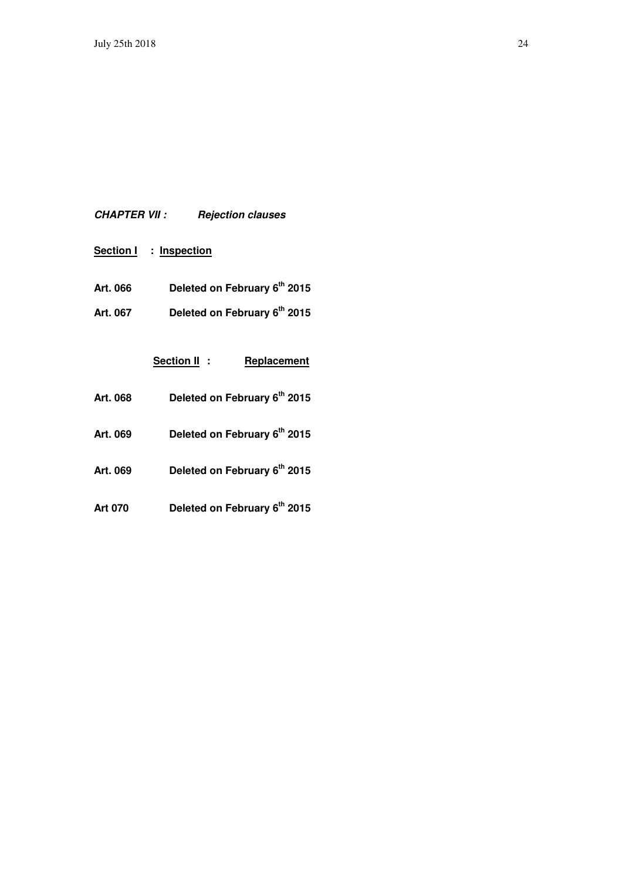## ***CHAPTER VII : Rejection clauses***

### **Section I : Inspection**

**Art. 066 Deleted on February 6th 2015**

**Art. 067 Deleted on February 6th 2015**

### **Section II : Replacement**

**Art. 068 Deleted on February 6th 2015**

**Art. 069 Deleted on February 6th 2015**

**Art. 069 Deleted on February 6th 2015**

**Art 070 Deleted on February 6th 2015**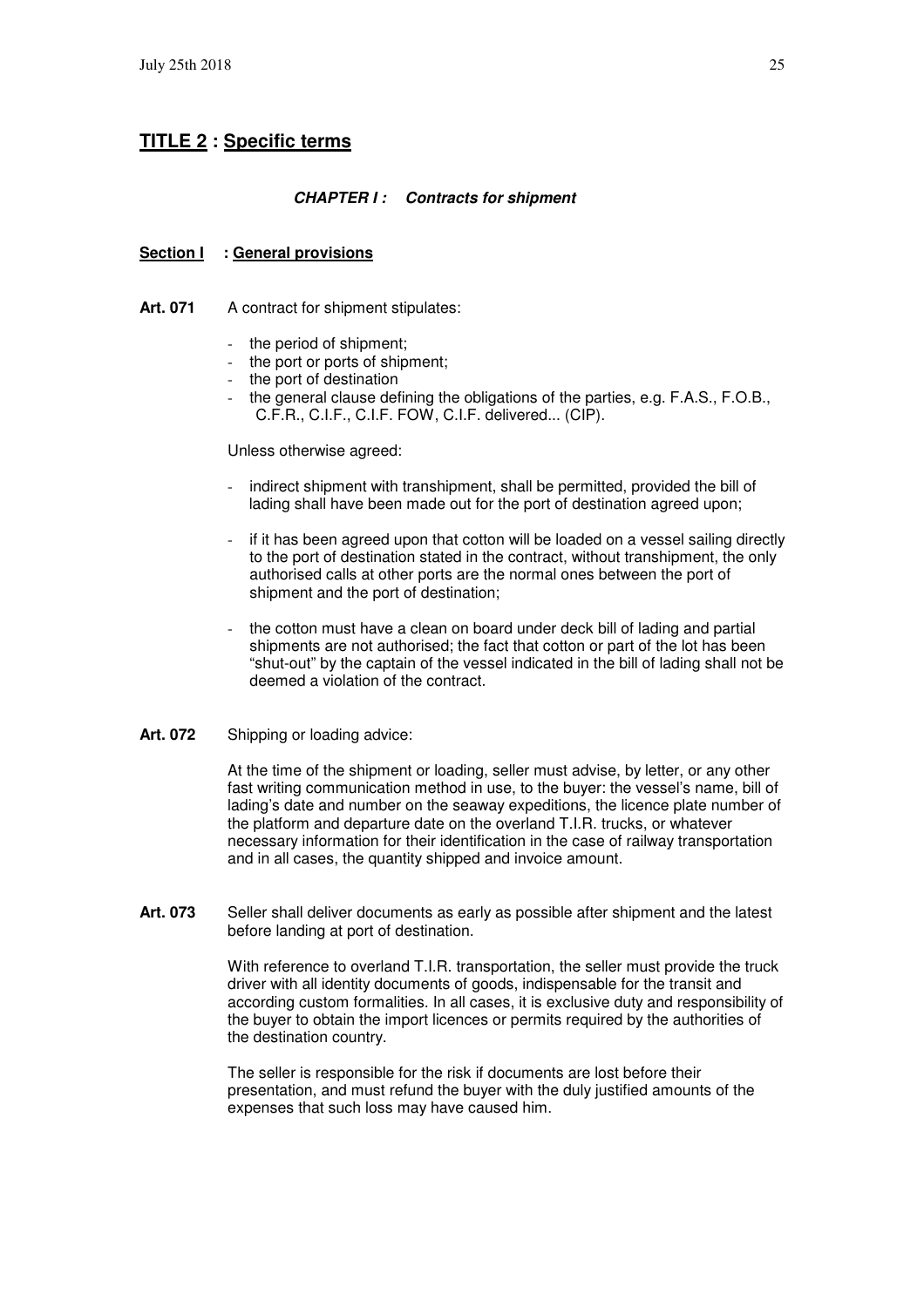# **TITLE 2 : Specific terms**

### ***CHAPTER I : Contracts for shipment***

#### **Section I : General provisions**

**Art. 071** A contract for shipment stipulates:

- the period of shipment;
- the port or ports of shipment;
- the port of destination
- the general clause defining the obligations of the parties, e.g. F.A.S., F.O.B., C.F.R., C.I.F., C.I.F. FOW, C.I.F. delivered... (CIP).

Unless otherwise agreed:

- indirect shipment with transhipment, shall be permitted, provided the bill of lading shall have been made out for the port of destination agreed upon;
- if it has been agreed upon that cotton will be loaded on a vessel sailing directly to the port of destination stated in the contract, without transhipment, the only authorised calls at other ports are the normal ones between the port of shipment and the port of destination;
- the cotton must have a clean on board under deck bill of lading and partial shipments are not authorised; the fact that cotton or part of the lot has been "shut-out" by the captain of the vessel indicated in the bill of lading shall not be deemed a violation of the contract.

**Art. 072** Shipping or loading advice:

At the time of the shipment or loading, seller must advise, by letter, or any other fast writing communication method in use, to the buyer: the vessel's name, bill of lading's date and number on the seaway expeditions, the licence plate number of the platform and departure date on the overland T.I.R. trucks, or whatever necessary information for their identification in the case of railway transportation and in all cases, the quantity shipped and invoice amount.

**Art. 073** Seller shall deliver documents as early as possible after shipment and the latest before landing at port of destination.

With reference to overland T.I.R. transportation, the seller must provide the truck driver with all identity documents of goods, indispensable for the transit and according custom formalities. In all cases, it is exclusive duty and responsibility of the buyer to obtain the import licences or permits required by the authorities of the destination country.

The seller is responsible for the risk if documents are lost before their presentation, and must refund the buyer with the duly justified amounts of the expenses that such loss may have caused him.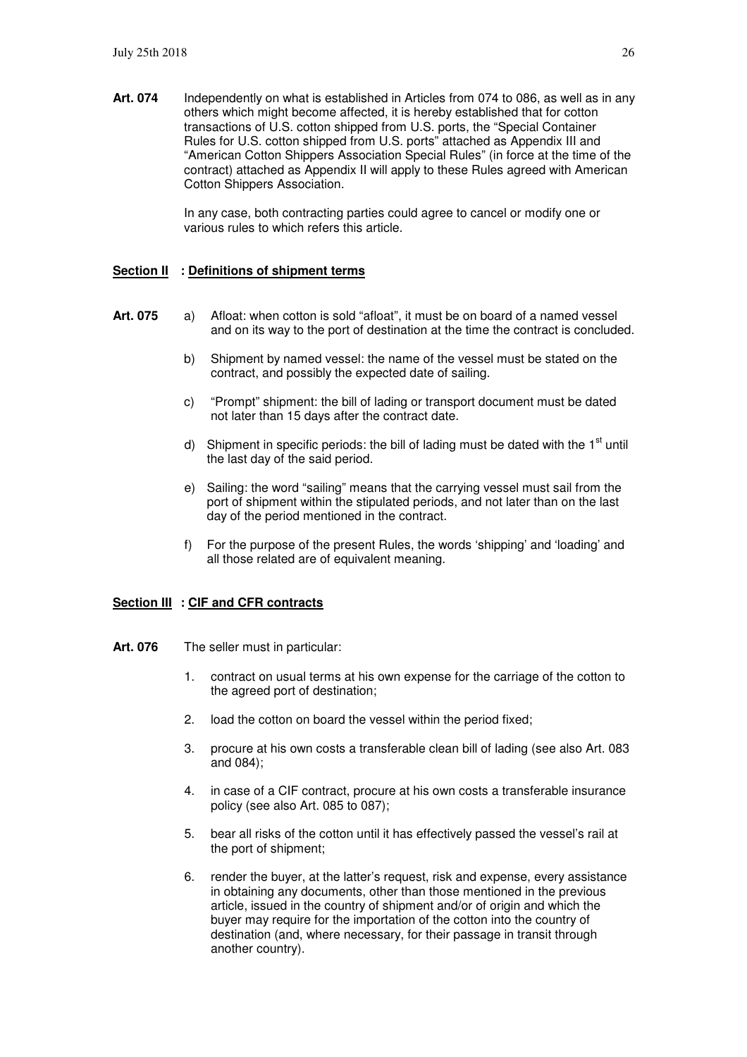**Art. 074** Independently on what is established in Articles from 074 to 086, as well as in any others which might become affected, it is hereby established that for cotton transactions of U.S. cotton shipped from U.S. ports, the "Special Container Rules for U.S. cotton shipped from U.S. ports" attached as Appendix III and "American Cotton Shippers Association Special Rules" (in force at the time of the contract) attached as Appendix II will apply to these Rules agreed with American Cotton Shippers Association.

In any case, both contracting parties could agree to cancel or modify one or various rules to which refers this article.

## Section II : Definitions of shipment terms

**Art. 075**

a) Afloat: when cotton is sold "afloat", it must be on board of a named vessel and on its way to the port of destination at the time the contract is concluded.

b) Shipment by named vessel: the name of the vessel must be stated on the contract, and possibly the expected date of sailing.

c) "Prompt" shipment: the bill of lading or transport document must be dated not later than 15 days after the contract date.

d) Shipment in specific periods: the bill of lading must be dated with the 1st until the last day of the said period.

e) Sailing: the word "sailing" means that the carrying vessel must sail from the port of shipment within the stipulated periods, and not later than on the last day of the period mentioned in the contract.

f) For the purpose of the present Rules, the words 'shipping' and 'loading' and all those related are of equivalent meaning.

## Section III : CIF and CFR contracts

**Art. 076** The seller must in particular:

1. contract on usual terms at his own expense for the carriage of the cotton to the agreed port of destination;
2. load the cotton on board the vessel within the period fixed;
3. procure at his own costs a transferable clean bill of lading (see also Art. 083 and 084);
4. in case of a CIF contract, procure at his own costs a transferable insurance policy (see also Art. 085 to 087);
5. bear all risks of the cotton until it has effectively passed the vessel's rail at the port of shipment;
6. render the buyer, at the latter's request, risk and expense, every assistance in obtaining any documents, other than those mentioned in the previous article, issued in the country of shipment and/or of origin and which the buyer may require for the importation of the cotton into the country of destination (and, where necessary, for their passage in transit through another country).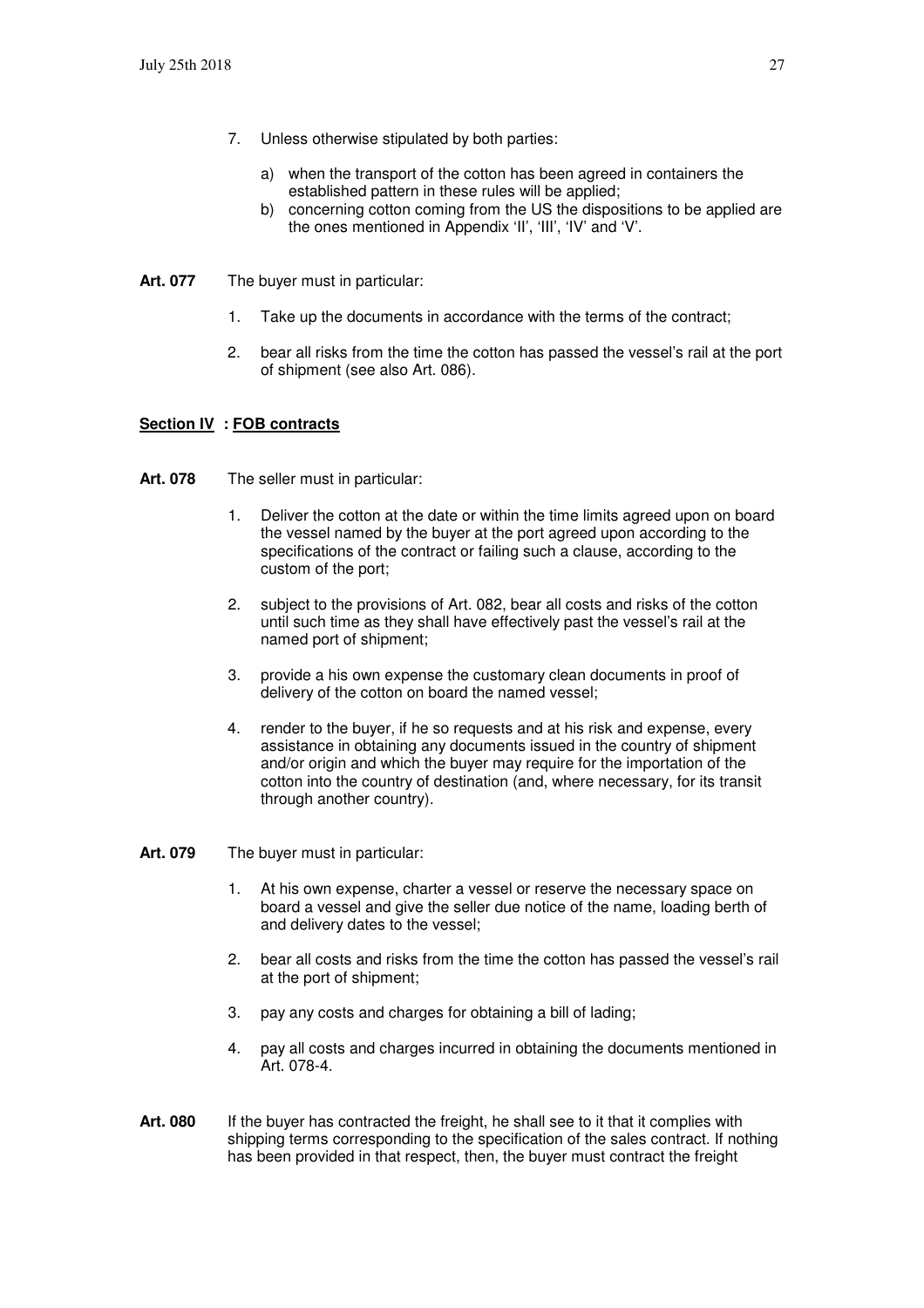7. Unless otherwise stipulated by both parties:

   a) when the transport of the cotton has been agreed in containers the established pattern in these rules will be applied;

   b) concerning cotton coming from the US the dispositions to be applied are the ones mentioned in Appendix 'II', 'III', 'IV' and 'V'.

**Art. 077** The buyer must in particular:

1. Take up the documents in accordance with the terms of the contract;

2. bear all risks from the time the cotton has passed the vessel's rail at the port of shipment (see also Art. 086).

## **Section IV : FOB contracts**

**Art. 078** The seller must in particular:

1. Deliver the cotton at the date or within the time limits agreed upon on board the vessel named by the buyer at the port agreed upon according to the specifications of the contract or failing such a clause, according to the custom of the port;

2. subject to the provisions of Art. 082, bear all costs and risks of the cotton until such time as they shall have effectively past the vessel's rail at the named port of shipment;

3. provide a his own expense the customary clean documents in proof of delivery of the cotton on board the named vessel;

4. render to the buyer, if he so requests and at his risk and expense, every assistance in obtaining any documents issued in the country of shipment and/or origin and which the buyer may require for the importation of the cotton into the country of destination (and, where necessary, for its transit through another country).

**Art. 079** The buyer must in particular:

1. At his own expense, charter a vessel or reserve the necessary space on board a vessel and give the seller due notice of the name, loading berth of and delivery dates to the vessel;

2. bear all costs and risks from the time the cotton has passed the vessel's rail at the port of shipment;

3. pay any costs and charges for obtaining a bill of lading;

4. pay all costs and charges incurred in obtaining the documents mentioned in Art. 078-4.

**Art. 080** If the buyer has contracted the freight, he shall see to it that it complies with shipping terms corresponding to the specification of the sales contract. If nothing has been provided in that respect, then, the buyer must contract the freight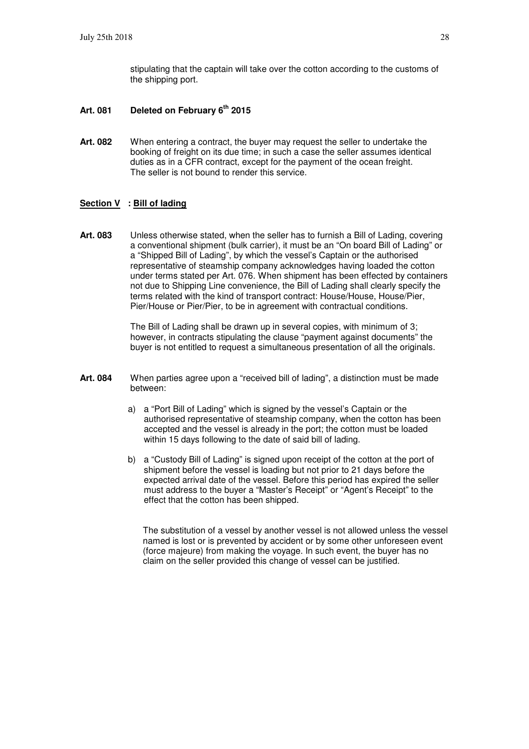stipulating that the captain will take over the cotton according to the customs of the shipping port.

**Art. 081** **Deleted on February 6th 2015**

**Art. 082** When entering a contract, the buyer may request the seller to undertake the booking of freight on its due time; in such a case the seller assumes identical duties as in a CFR contract, except for the payment of the ocean freight. The seller is not bound to render this service.

## Section V : Bill of lading

**Art. 083** Unless otherwise stated, when the seller has to furnish a Bill of Lading, covering a conventional shipment (bulk carrier), it must be an "On board Bill of Lading" or a "Shipped Bill of Lading", by which the vessel's Captain or the authorised representative of steamship company acknowledges having loaded the cotton under terms stated per Art. 076. When shipment has been effected by containers not due to Shipping Line convenience, the Bill of Lading shall clearly specify the terms related with the kind of transport contract: House/House, House/Pier, Pier/House or Pier/Pier, to be in agreement with contractual conditions.

The Bill of Lading shall be drawn up in several copies, with minimum of 3; however, in contracts stipulating the clause "payment against documents" the buyer is not entitled to request a simultaneous presentation of all the originals.

**Art. 084** When parties agree upon a "received bill of lading", a distinction must be made between:

a) a "Port Bill of Lading" which is signed by the vessel's Captain or the authorised representative of steamship company, when the cotton has been accepted and the vessel is already in the port; the cotton must be loaded within 15 days following to the date of said bill of lading.

b) a "Custody Bill of Lading" is signed upon receipt of the cotton at the port of shipment before the vessel is loading but not prior to 21 days before the expected arrival date of the vessel. Before this period has expired the seller must address to the buyer a "Master's Receipt" or "Agent's Receipt" to the effect that the cotton has been shipped.

The substitution of a vessel by another vessel is not allowed unless the vessel named is lost or is prevented by accident or by some other unforeseen event (force majeure) from making the voyage. In such event, the buyer has no claim on the seller provided this change of vessel can be justified.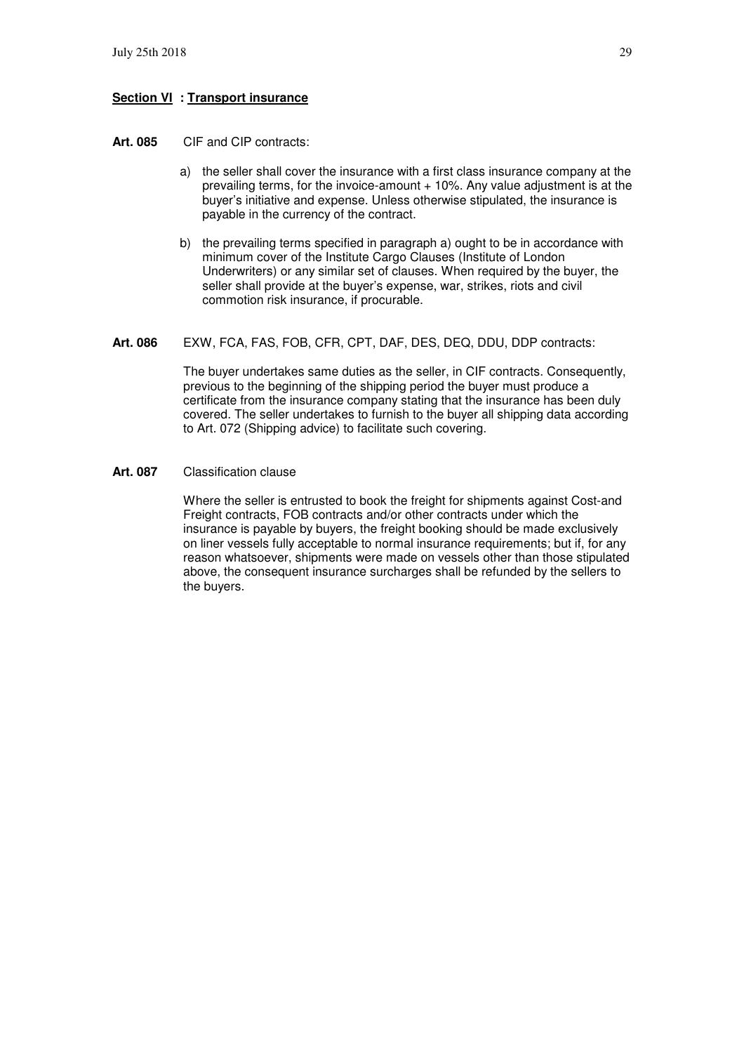## **Section VI : Transport insurance**

**Art. 085** CIF and CIP contracts:

a) the seller shall cover the insurance with a first class insurance company at the prevailing terms, for the invoice-amount + 10%. Any value adjustment is at the buyer's initiative and expense. Unless otherwise stipulated, the insurance is payable in the currency of the contract.

b) the prevailing terms specified in paragraph a) ought to be in accordance with minimum cover of the Institute Cargo Clauses (Institute of London Underwriters) or any similar set of clauses. When required by the buyer, the seller shall provide at the buyer's expense, war, strikes, riots and civil commotion risk insurance, if procurable.

**Art. 086** EXW, FCA, FAS, FOB, CFR, CPT, DAF, DES, DEQ, DDU, DDP contracts:

The buyer undertakes same duties as the seller, in CIF contracts. Consequently, previous to the beginning of the shipping period the buyer must produce a certificate from the insurance company stating that the insurance has been duly covered. The seller undertakes to furnish to the buyer all shipping data according to Art. 072 (Shipping advice) to facilitate such covering.

**Art. 087** Classification clause

Where the seller is entrusted to book the freight for shipments against Cost-and Freight contracts, FOB contracts and/or other contracts under which the insurance is payable by buyers, the freight booking should be made exclusively on liner vessels fully acceptable to normal insurance requirements; but if, for any reason whatsoever, shipments were made on vessels other than those stipulated above, the consequent insurance surcharges shall be refunded by the sellers to the buyers.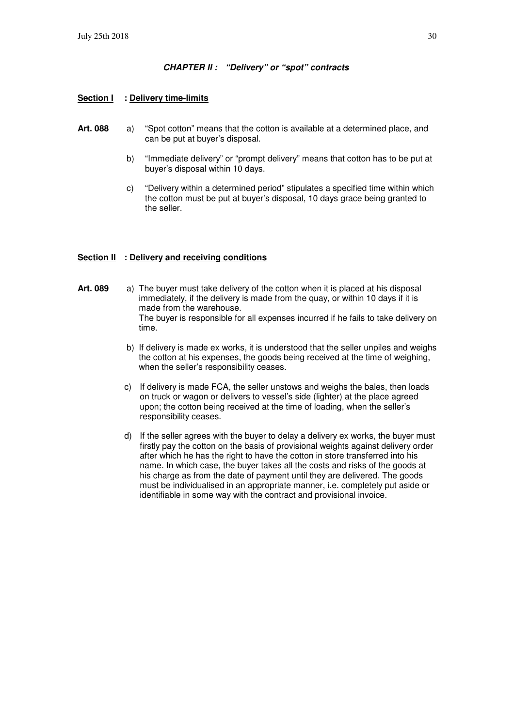## *CHAPTER II : "Delivery" or "spot" contracts*

### Section I : Delivery time-limits

**Art. 088**

a) "Spot cotton" means that the cotton is available at a determined place, and can be put at buyer's disposal.

b) "Immediate delivery" or "prompt delivery" means that cotton has to be put at buyer's disposal within 10 days.

c) "Delivery within a determined period" stipulates a specified time within which the cotton must be put at buyer's disposal, 10 days grace being granted to the seller.

### Section II : Delivery and receiving conditions

**Art. 089**

a) The buyer must take delivery of the cotton when it is placed at his disposal immediately, if the delivery is made from the quay, or within 10 days if it is made from the warehouse.
The buyer is responsible for all expenses incurred if he fails to take delivery on time.

b) If delivery is made ex works, it is understood that the seller unpiles and weighs the cotton at his expenses, the goods being received at the time of weighing, when the seller's responsibility ceases.

c) If delivery is made FCA, the seller unstows and weighs the bales, then loads on truck or wagon or delivers to vessel's side (lighter) at the place agreed upon; the cotton being received at the time of loading, when the seller's responsibility ceases.

d) If the seller agrees with the buyer to delay a delivery ex works, the buyer must firstly pay the cotton on the basis of provisional weights against delivery order after which he has the right to have the cotton in store transferred into his name. In which case, the buyer takes all the costs and risks of the goods at his charge as from the date of payment until they are delivered. The goods must be individualised in an appropriate manner, i.e. completely put aside or identifiable in some way with the contract and provisional invoice.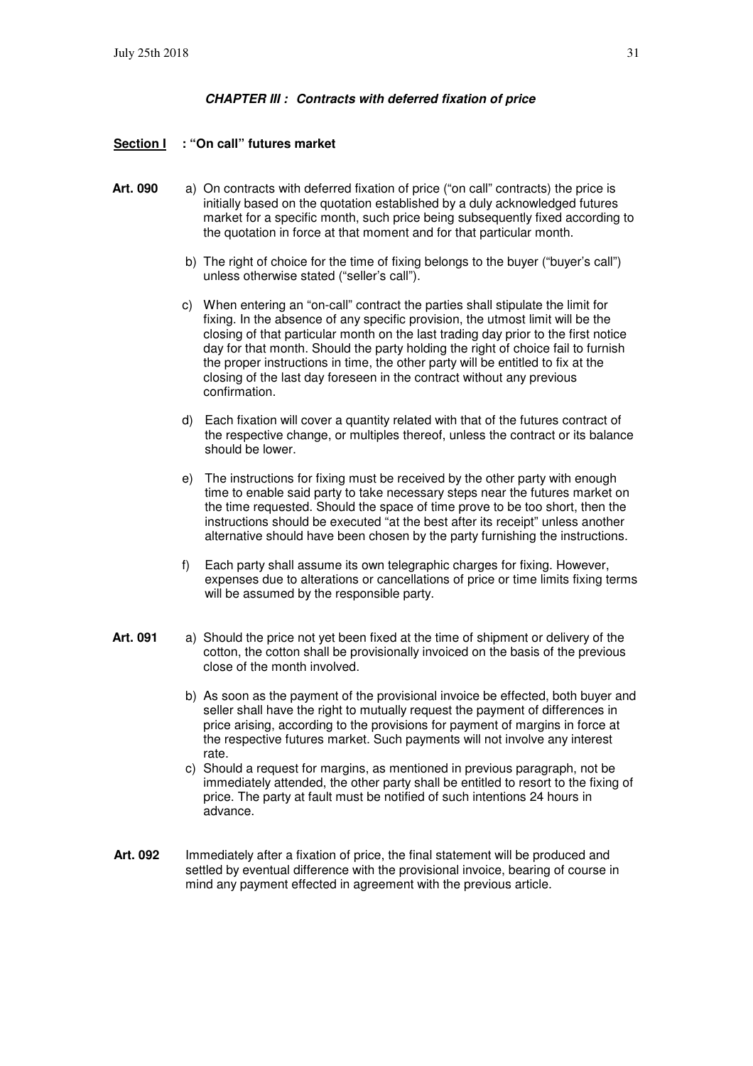### *CHAPTER III : Contracts with deferred fixation of price*

#### Section I : "On call" futures market

**Art. 090**

a) On contracts with deferred fixation of price ("on call" contracts) the price is initially based on the quotation established by a duly acknowledged futures market for a specific month, such price being subsequently fixed according to the quotation in force at that moment and for that particular month.

b) The right of choice for the time of fixing belongs to the buyer ("buyer's call") unless otherwise stated ("seller's call").

c) When entering an "on-call" contract the parties shall stipulate the limit for fixing. In the absence of any specific provision, the utmost limit will be the closing of that particular month on the last trading day prior to the first notice day for that month. Should the party holding the right of choice fail to furnish the proper instructions in time, the other party will be entitled to fix at the closing of the last day foreseen in the contract without any previous confirmation.

d) Each fixation will cover a quantity related with that of the futures contract of the respective change, or multiples thereof, unless the contract or its balance should be lower.

e) The instructions for fixing must be received by the other party with enough time to enable said party to take necessary steps near the futures market on the time requested. Should the space of time prove to be too short, then the instructions should be executed "at the best after its receipt" unless another alternative should have been chosen by the party furnishing the instructions.

f) Each party shall assume its own telegraphic charges for fixing. However, expenses due to alterations or cancellations of price or time limits fixing terms will be assumed by the responsible party.

**Art. 091**

a) Should the price not yet been fixed at the time of shipment or delivery of the cotton, the cotton shall be provisionally invoiced on the basis of the previous close of the month involved.

b) As soon as the payment of the provisional invoice be effected, both buyer and seller shall have the right to mutually request the payment of differences in price arising, according to the provisions for payment of margins in force at the respective futures market. Such payments will not involve any interest rate.

c) Should a request for margins, as mentioned in previous paragraph, not be immediately attended, the other party shall be entitled to resort to the fixing of price. The party at fault must be notified of such intentions 24 hours in advance.

**Art. 092**

Immediately after a fixation of price, the final statement will be produced and settled by eventual difference with the provisional invoice, bearing of course in mind any payment effected in agreement with the previous article.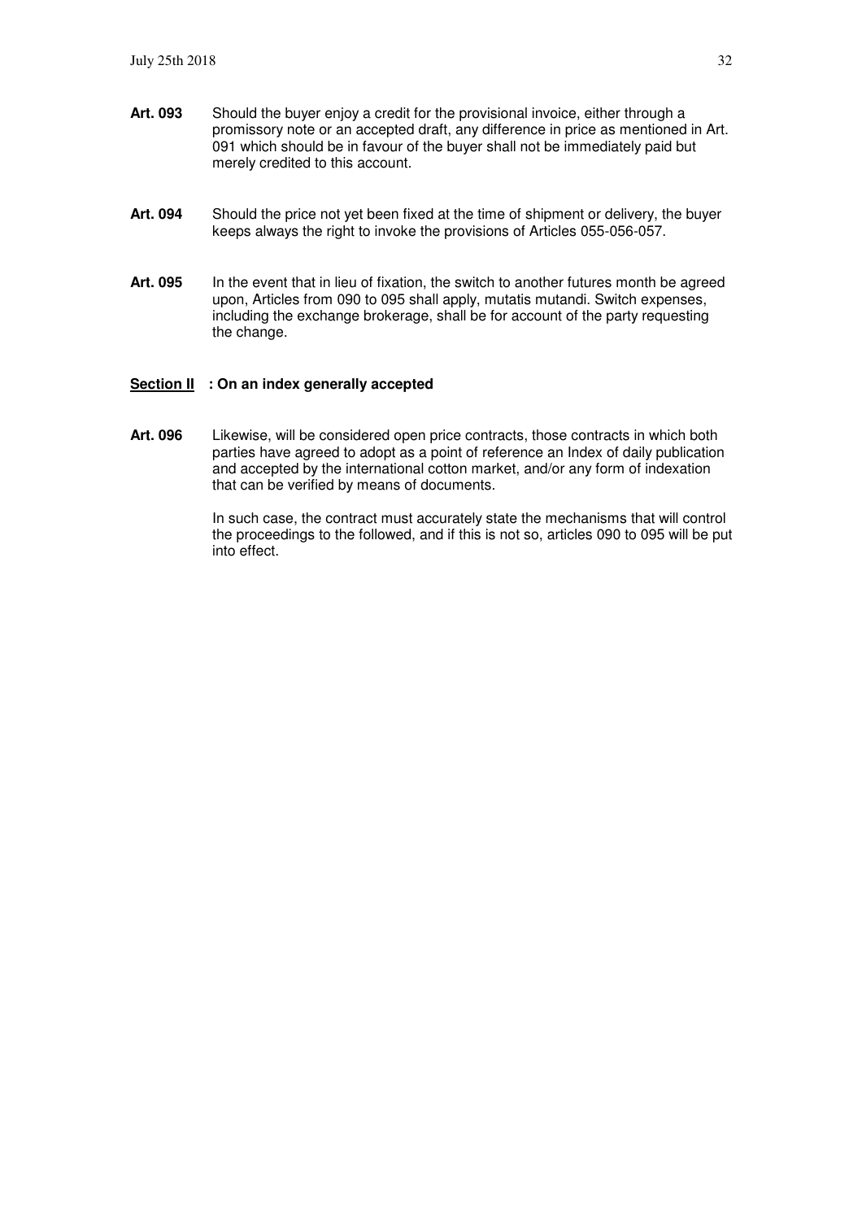**Art. 093** Should the buyer enjoy a credit for the provisional invoice, either through a promissory note or an accepted draft, any difference in price as mentioned in Art. 091 which should be in favour of the buyer shall not be immediately paid but merely credited to this account.

**Art. 094** Should the price not yet been fixed at the time of shipment or delivery, the buyer keeps always the right to invoke the provisions of Articles 055-056-057.

**Art. 095** In the event that in lieu of fixation, the switch to another futures month be agreed upon, Articles from 090 to 095 shall apply, mutatis mutandi. Switch expenses, including the exchange brokerage, shall be for account of the party requesting the change.

## Section II : On an index generally accepted

**Art. 096** Likewise, will be considered open price contracts, those contracts in which both parties have agreed to adopt as a point of reference an Index of daily publication and accepted by the international cotton market, and/or any form of indexation that can be verified by means of documents.

In such case, the contract must accurately state the mechanisms that will control the proceedings to the followed, and if this is not so, articles 090 to 095 will be put into effect.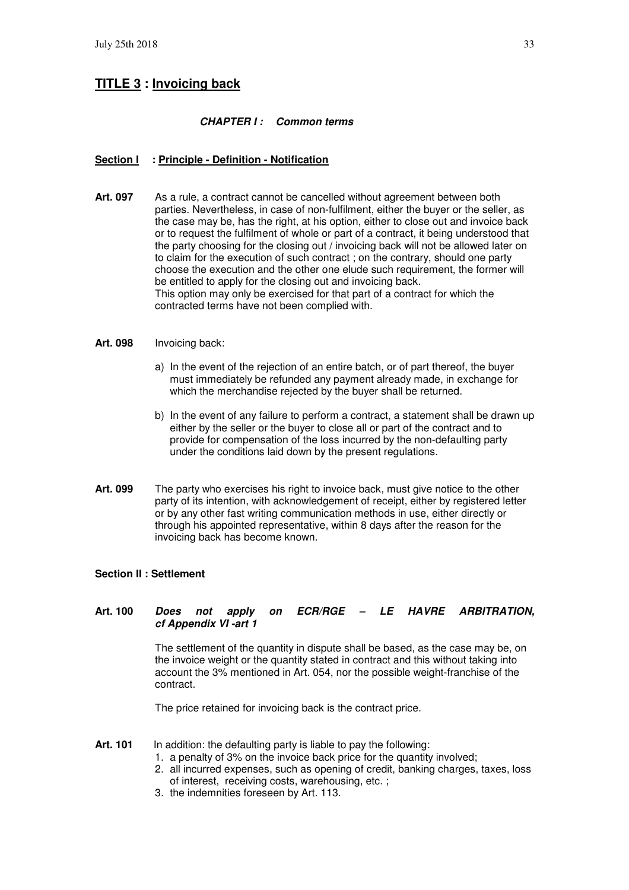## **TITLE 3 : Invoicing back**

### ***CHAPTER I : Common terms***

#### **Section I : Principle - Definition - Notification**

**Art. 097** As a rule, a contract cannot be cancelled without agreement between both parties. Nevertheless, in case of non-fulfilment, either the buyer or the seller, as the case may be, has the right, at his option, either to close out and invoice back or to request the fulfilment of whole or part of a contract, it being understood that the party choosing for the closing out / invoicing back will not be allowed later on to claim for the execution of such contract ; on the contrary, should one party choose the execution and the other one elude such requirement, the former will be entitled to apply for the closing out and invoicing back.
This option may only be exercised for that part of a contract for which the contracted terms have not been complied with.

**Art. 098** Invoicing back:

a) In the event of the rejection of an entire batch, or of part thereof, the buyer must immediately be refunded any payment already made, in exchange for which the merchandise rejected by the buyer shall be returned.

b) In the event of any failure to perform a contract, a statement shall be drawn up either by the seller or the buyer to close all or part of the contract and to provide for compensation of the loss incurred by the non-defaulting party under the conditions laid down by the present regulations.

**Art. 099** The party who exercises his right to invoice back, must give notice to the other party of its intention, with acknowledgement of receipt, either by registered letter or by any other fast writing communication methods in use, either directly or through his appointed representative, within 8 days after the reason for the invoicing back has become known.

#### **Section II : Settlement**

**Art. 100** ***Does not apply on ECR/RGE – LE HAVRE ARBITRATION, cf Appendix VI -art 1***

The settlement of the quantity in dispute shall be based, as the case may be, on the invoice weight or the quantity stated in contract and this without taking into account the 3% mentioned in Art. 054, nor the possible weight-franchise of the contract.

The price retained for invoicing back is the contract price.

**Art. 101** In addition: the defaulting party is liable to pay the following:

1. a penalty of 3% on the invoice back price for the quantity involved;
2. all incurred expenses, such as opening of credit, banking charges, taxes, loss of interest, receiving costs, warehousing, etc. ;
3. the indemnities foreseen by Art. 113.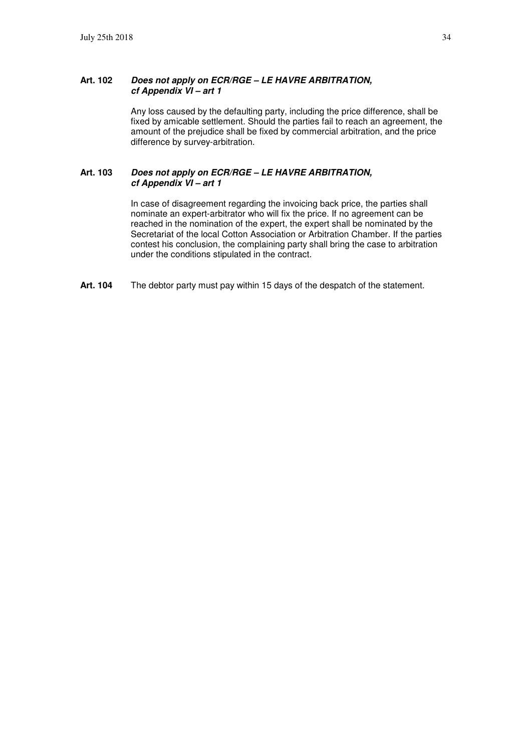**Art. 102** ***Does not apply on ECR/RGE – LE HAVRE ARBITRATION, cf Appendix VI – art 1***

Any loss caused by the defaulting party, including the price difference, shall be fixed by amicable settlement. Should the parties fail to reach an agreement, the amount of the prejudice shall be fixed by commercial arbitration, and the price difference by survey-arbitration.

**Art. 103** ***Does not apply on ECR/RGE – LE HAVRE ARBITRATION, cf Appendix VI – art 1***

In case of disagreement regarding the invoicing back price, the parties shall nominate an expert-arbitrator who will fix the price. If no agreement can be reached in the nomination of the expert, the expert shall be nominated by the Secretariat of the local Cotton Association or Arbitration Chamber. If the parties contest his conclusion, the complaining party shall bring the case to arbitration under the conditions stipulated in the contract.

**Art. 104** The debtor party must pay within 15 days of the despatch of the statement.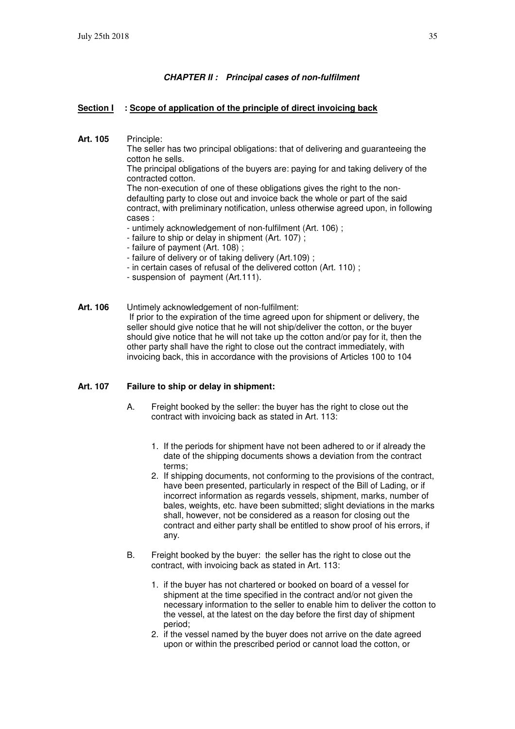### ***CHAPTER II : Principal cases of non-fulfilment***

**<u>Section I : Scope of application of the principle of direct invoicing back</u>**

**Art. 105** Principle:

The seller has two principal obligations: that of delivering and guaranteeing the cotton he sells.

The principal obligations of the buyers are: paying for and taking delivery of the contracted cotton.

The non-execution of one of these obligations gives the right to the non-defaulting party to close out and invoice back the whole or part of the said contract, with preliminary notification, unless otherwise agreed upon, in following cases :

- untimely acknowledgement of non-fulfilment (Art. 106) ;
- failure to ship or delay in shipment (Art. 107) ;
- failure of payment (Art. 108) ;
- failure of delivery or of taking delivery (Art.109) ;
- in certain cases of refusal of the delivered cotton (Art. 110) ;
- suspension of payment (Art.111).

**Art. 106** Untimely acknowledgement of non-fulfilment:

If prior to the expiration of the time agreed upon for shipment or delivery, the seller should give notice that he will not ship/deliver the cotton, or the buyer should give notice that he will not take up the cotton and/or pay for it, then the other party shall have the right to close out the contract immediately, with invoicing back, this in accordance with the provisions of Articles 100 to 104

**Art. 107 Failure to ship or delay in shipment:**

A. Freight booked by the seller: the buyer has the right to close out the contract with invoicing back as stated in Art. 113:

1. If the periods for shipment have not been adhered to or if already the date of the shipping documents shows a deviation from the contract terms;
2. If shipping documents, not conforming to the provisions of the contract, have been presented, particularly in respect of the Bill of Lading, or if incorrect information as regards vessels, shipment, marks, number of bales, weights, etc. have been submitted; slight deviations in the marks shall, however, not be considered as a reason for closing out the contract and either party shall be entitled to show proof of his errors, if any.

B. Freight booked by the buyer: the seller has the right to close out the contract, with invoicing back as stated in Art. 113:

1. if the buyer has not chartered or booked on board of a vessel for shipment at the time specified in the contract and/or not given the necessary information to the seller to enable him to deliver the cotton to the vessel, at the latest on the day before the first day of shipment period;
2. if the vessel named by the buyer does not arrive on the date agreed upon or within the prescribed period or cannot load the cotton, or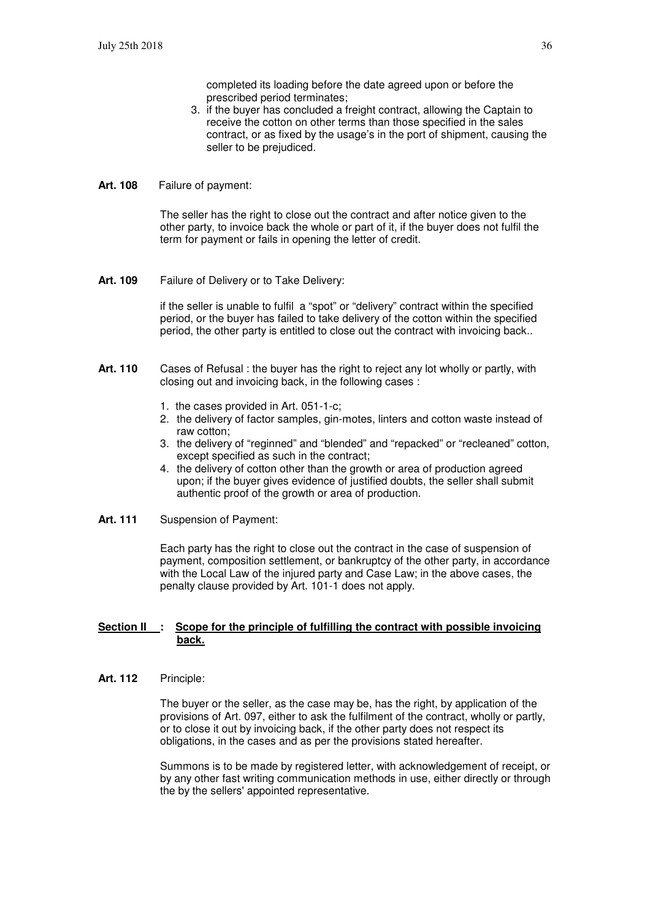completed its loading before the date agreed upon or before the prescribed period terminates;

3. if the buyer has concluded a freight contract, allowing the Captain to receive the cotton on other terms than those specified in the sales contract, or as fixed by the usage's in the port of shipment, causing the seller to be prejudiced.

**Art. 108** Failure of payment:

The seller has the right to close out the contract and after notice given to the other party, to invoice back the whole or part of it, if the buyer does not fulfil the term for payment or fails in opening the letter of credit.

**Art. 109** Failure of Delivery or to Take Delivery:

if the seller is unable to fulfil a "spot" or "delivery" contract within the specified period, or the buyer has failed to take delivery of the cotton within the specified period, the other party is entitled to close out the contract with invoicing back..

**Art. 110** Cases of Refusal : the buyer has the right to reject any lot wholly or partly, with closing out and invoicing back, in the following cases :

1. the cases provided in Art. 051-1-c;
2. the delivery of factor samples, gin-motes, linters and cotton waste instead of raw cotton;
3. the delivery of "reginned" and "blended" and "repacked" or "recleaned" cotton, except specified as such in the contract;
4. the delivery of cotton other than the growth or area of production agreed upon; if the buyer gives evidence of justified doubts, the seller shall submit authentic proof of the growth or area of production.

**Art. 111** Suspension of Payment:

Each party has the right to close out the contract in the case of suspension of payment, composition settlement, or bankruptcy of the other party, in accordance with the Local Law of the injured party and Case Law; in the above cases, the penalty clause provided by Art. 101-1 does not apply.

## <u>Section II : Scope for the principle of fulfilling the contract with possible invoicing back.</u>

**Art. 112** Principle:

The buyer or the seller, as the case may be, has the right, by application of the provisions of Art. 097, either to ask the fulfilment of the contract, wholly or partly, or to close it out by invoicing back, if the other party does not respect its obligations, in the cases and as per the provisions stated hereafter.

Summons is to be made by registered letter, with acknowledgement of receipt, or by any other fast writing communication methods in use, either directly or through the by the sellers' appointed representative.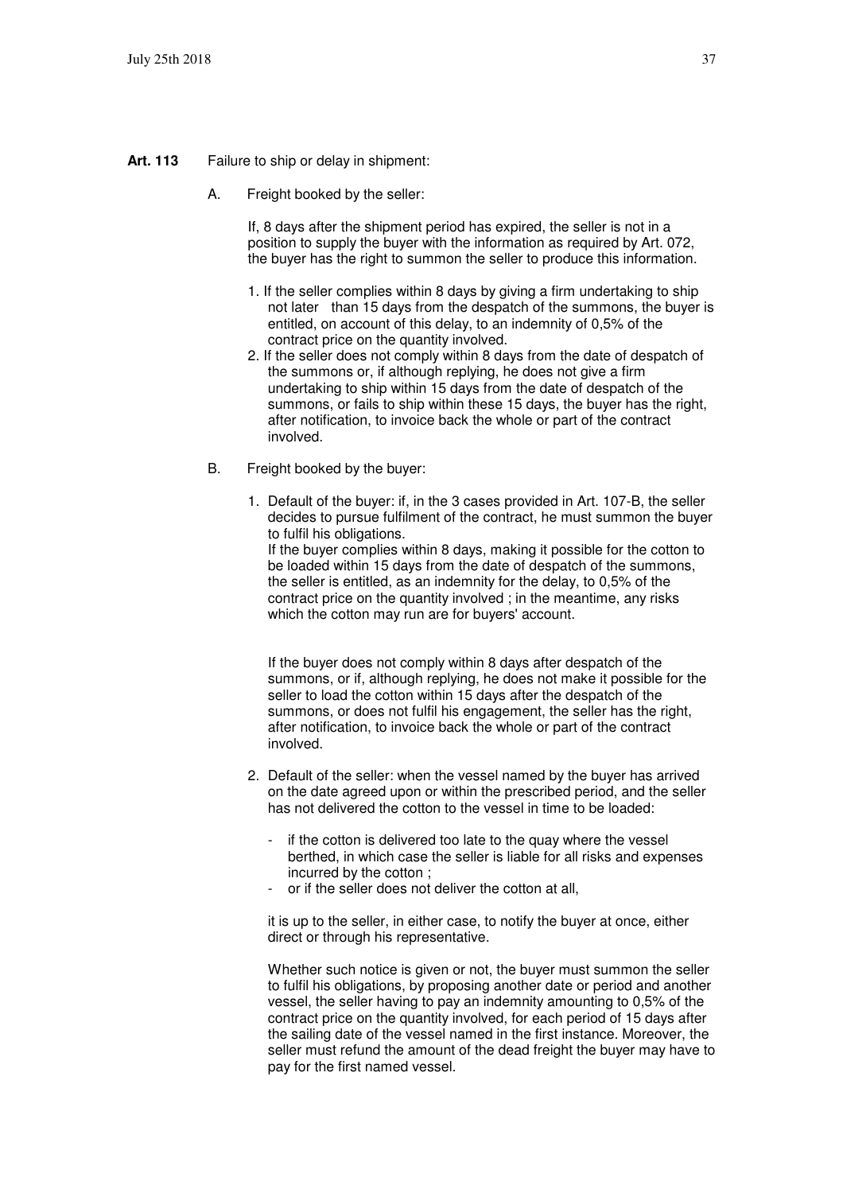**Art. 113** Failure to ship or delay in shipment:

A. Freight booked by the seller:

If, 8 days after the shipment period has expired, the seller is not in a position to supply the buyer with the information as required by Art. 072, the buyer has the right to summon the seller to produce this information.

1. If the seller complies within 8 days by giving a firm undertaking to ship not later than 15 days from the despatch of the summons, the buyer is entitled, on account of this delay, to an indemnity of 0,5% of the contract price on the quantity involved.
2. If the seller does not comply within 8 days from the date of despatch of the summons or, if although replying, he does not give a firm undertaking to ship within 15 days from the date of despatch of the summons, or fails to ship within these 15 days, the buyer has the right, after notification, to invoice back the whole or part of the contract involved.

B. Freight booked by the buyer:

1. Default of the buyer: if, in the 3 cases provided in Art. 107-B, the seller decides to pursue fulfilment of the contract, he must summon the buyer to fulfil his obligations.
   If the buyer complies within 8 days, making it possible for the cotton to be loaded within 15 days from the date of despatch of the summons, the seller is entitled, as an indemnity for the delay, to 0,5% of the contract price on the quantity involved ; in the meantime, any risks which the cotton may run are for buyers' account.

   If the buyer does not comply within 8 days after despatch of the summons, or if, although replying, he does not make it possible for the seller to load the cotton within 15 days after the despatch of the summons, or does not fulfil his engagement, the seller has the right, after notification, to invoice back the whole or part of the contract involved.

2. Default of the seller: when the vessel named by the buyer has arrived on the date agreed upon or within the prescribed period, and the seller has not delivered the cotton to the vessel in time to be loaded:

   - if the cotton is delivered too late to the quay where the vessel berthed, in which case the seller is liable for all risks and expenses incurred by the cotton ;
   - or if the seller does not deliver the cotton at all,

   it is up to the seller, in either case, to notify the buyer at once, either direct or through his representative.

   Whether such notice is given or not, the buyer must summon the seller to fulfil his obligations, by proposing another date or period and another vessel, the seller having to pay an indemnity amounting to 0,5% of the contract price on the quantity involved, for each period of 15 days after the sailing date of the vessel named in the first instance. Moreover, the seller must refund the amount of the dead freight the buyer may have to pay for the first named vessel.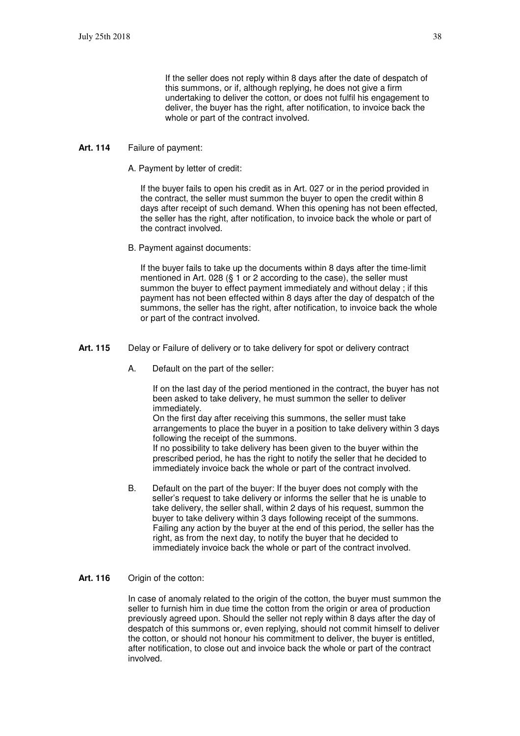If the seller does not reply within 8 days after the date of despatch of this summons, or if, although replying, he does not give a firm undertaking to deliver the cotton, or does not fulfil his engagement to deliver, the buyer has the right, after notification, to invoice back the whole or part of the contract involved.

**Art. 114** Failure of payment:

A. Payment by letter of credit:

If the buyer fails to open his credit as in Art. 027 or in the period provided in the contract, the seller must summon the buyer to open the credit within 8 days after receipt of such demand. When this opening has not been effected, the seller has the right, after notification, to invoice back the whole or part of the contract involved.

B. Payment against documents:

If the buyer fails to take up the documents within 8 days after the time-limit mentioned in Art. 028 (§ 1 or 2 according to the case), the seller must summon the buyer to effect payment immediately and without delay ; if this payment has not been effected within 8 days after the day of despatch of the summons, the seller has the right, after notification, to invoice back the whole or part of the contract involved.

**Art. 115** Delay or Failure of delivery or to take delivery for spot or delivery contract

A. Default on the part of the seller:

If on the last day of the period mentioned in the contract, the buyer has not been asked to take delivery, he must summon the seller to deliver immediately.
On the first day after receiving this summons, the seller must take arrangements to place the buyer in a position to take delivery within 3 days following the receipt of the summons.
If no possibility to take delivery has been given to the buyer within the prescribed period, he has the right to notify the seller that he decided to immediately invoice back the whole or part of the contract involved.

B. Default on the part of the buyer: If the buyer does not comply with the seller's request to take delivery or informs the seller that he is unable to take delivery, the seller shall, within 2 days of his request, summon the buyer to take delivery within 3 days following receipt of the summons. Failing any action by the buyer at the end of this period, the seller has the right, as from the next day, to notify the buyer that he decided to immediately invoice back the whole or part of the contract involved.

**Art. 116** Origin of the cotton:

In case of anomaly related to the origin of the cotton, the buyer must summon the seller to furnish him in due time the cotton from the origin or area of production previously agreed upon. Should the seller not reply within 8 days after the day of despatch of this summons or, even replying, should not commit himself to deliver the cotton, or should not honour his commitment to deliver, the buyer is entitled, after notification, to close out and invoice back the whole or part of the contract involved.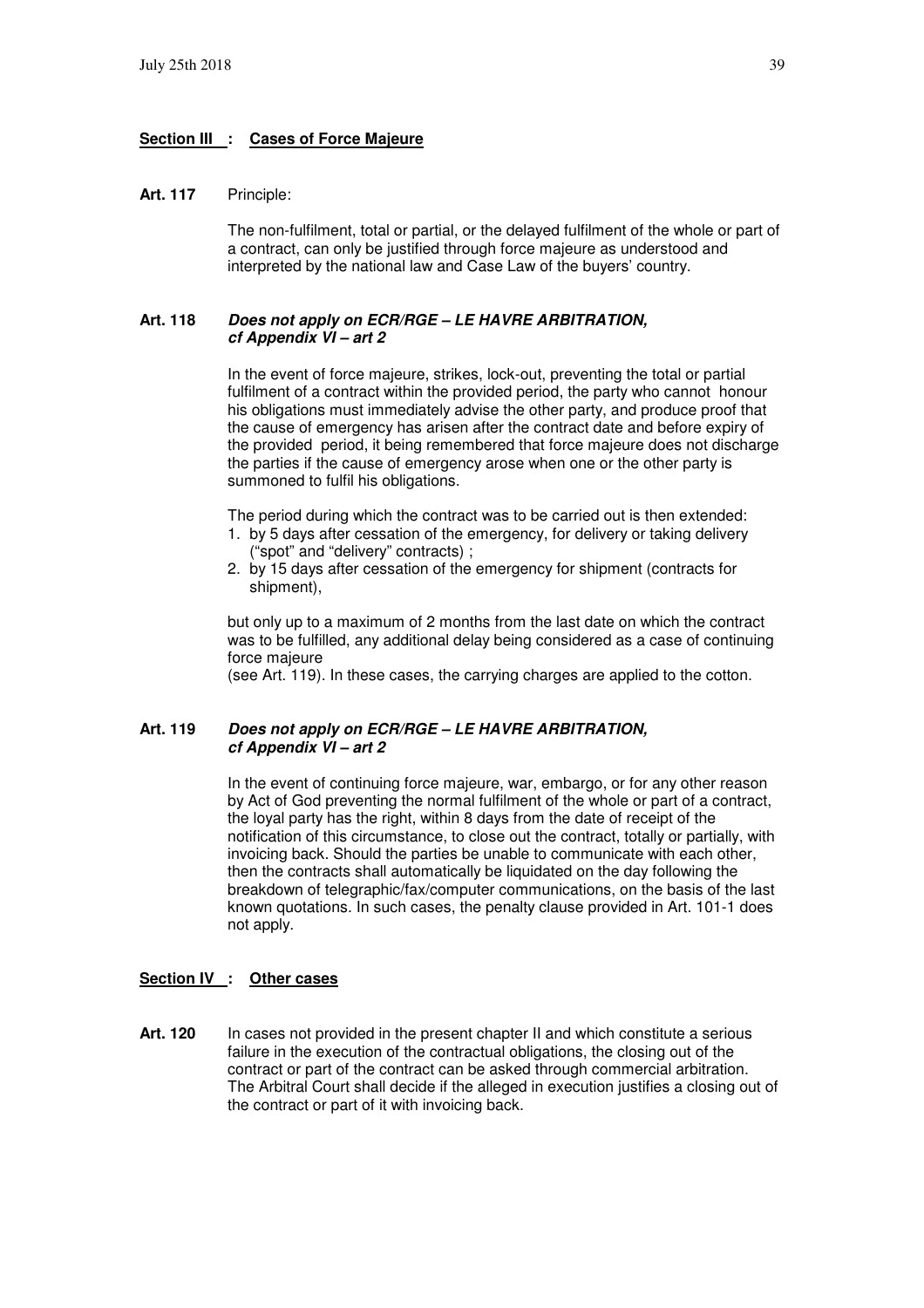## Section III : Cases of Force Majeure

**Art. 117** Principle:

The non-fulfilment, total or partial, or the delayed fulfilment of the whole or part of a contract, can only be justified through force majeure as understood and interpreted by the national law and Case Law of the buyers' country.

**Art. 118** ***Does not apply on ECR/RGE – LE HAVRE ARBITRATION, cf Appendix VI – art 2***

In the event of force majeure, strikes, lock-out, preventing the total or partial fulfilment of a contract within the provided period, the party who cannot honour his obligations must immediately advise the other party, and produce proof that the cause of emergency has arisen after the contract date and before expiry of the provided period, it being remembered that force majeure does not discharge the parties if the cause of emergency arose when one or the other party is summoned to fulfil his obligations.

The period during which the contract was to be carried out is then extended:

1. by 5 days after cessation of the emergency, for delivery or taking delivery ("spot" and "delivery" contracts) ;
2. by 15 days after cessation of the emergency for shipment (contracts for shipment),

but only up to a maximum of 2 months from the last date on which the contract was to be fulfilled, any additional delay being considered as a case of continuing force majeure
(see Art. 119). In these cases, the carrying charges are applied to the cotton.

**Art. 119** ***Does not apply on ECR/RGE – LE HAVRE ARBITRATION, cf Appendix VI – art 2***

In the event of continuing force majeure, war, embargo, or for any other reason by Act of God preventing the normal fulfilment of the whole or part of a contract, the loyal party has the right, within 8 days from the date of receipt of the notification of this circumstance, to close out the contract, totally or partially, with invoicing back. Should the parties be unable to communicate with each other, then the contracts shall automatically be liquidated on the day following the breakdown of telegraphic/fax/computer communications, on the basis of the last known quotations. In such cases, the penalty clause provided in Art. 101-1 does not apply.

## Section IV : Other cases

**Art. 120** In cases not provided in the present chapter II and which constitute a serious failure in the execution of the contractual obligations, the closing out of the contract or part of the contract can be asked through commercial arbitration. The Arbitral Court shall decide if the alleged in execution justifies a closing out of the contract or part of it with invoicing back.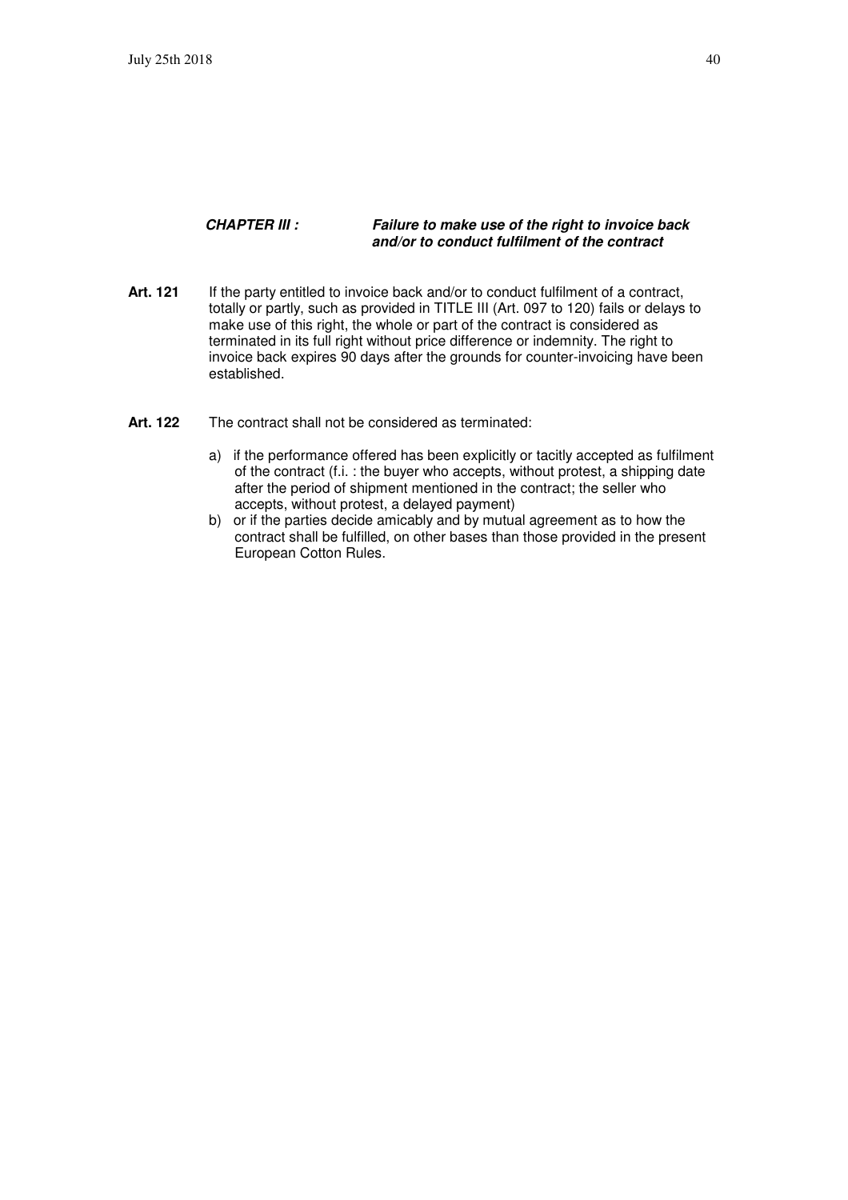## ***CHAPTER III : Failure to make use of the right to invoice back and/or to conduct fulfilment of the contract***

**Art. 121** If the party entitled to invoice back and/or to conduct fulfilment of a contract, totally or partly, such as provided in TITLE III (Art. 097 to 120) fails or delays to make use of this right, the whole or part of the contract is considered as terminated in its full right without price difference or indemnity. The right to invoice back expires 90 days after the grounds for counter-invoicing have been established.

**Art. 122** The contract shall not be considered as terminated:

a) if the performance offered has been explicitly or tacitly accepted as fulfilment of the contract (f.i. : the buyer who accepts, without protest, a shipping date after the period of shipment mentioned in the contract; the seller who accepts, without protest, a delayed payment)

b) or if the parties decide amicably and by mutual agreement as to how the contract shall be fulfilled, on other bases than those provided in the present European Cotton Rules.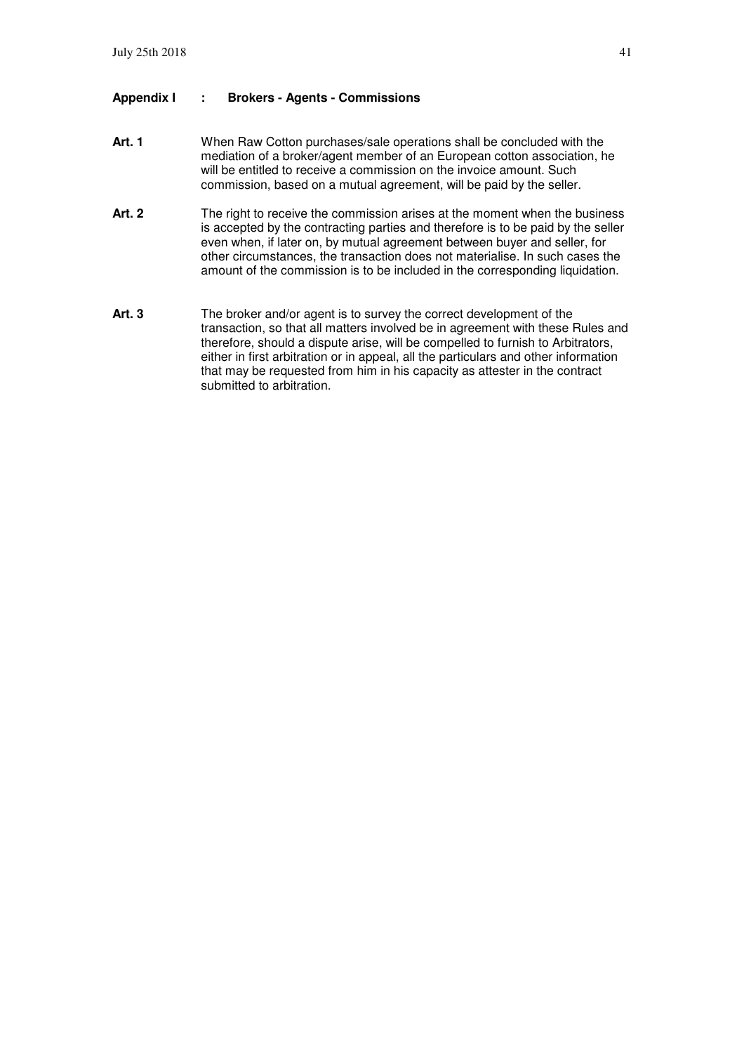## Appendix I : Brokers - Agents - Commissions

**Art. 1** When Raw Cotton purchases/sale operations shall be concluded with the mediation of a broker/agent member of an European cotton association, he will be entitled to receive a commission on the invoice amount. Such commission, based on a mutual agreement, will be paid by the seller.

**Art. 2** The right to receive the commission arises at the moment when the business is accepted by the contracting parties and therefore is to be paid by the seller even when, if later on, by mutual agreement between buyer and seller, for other circumstances, the transaction does not materialise. In such cases the amount of the commission is to be included in the corresponding liquidation.

**Art. 3** The broker and/or agent is to survey the correct development of the transaction, so that all matters involved be in agreement with these Rules and therefore, should a dispute arise, will be compelled to furnish to Arbitrators, either in first arbitration or in appeal, all the particulars and other information that may be requested from him in his capacity as attester in the contract submitted to arbitration.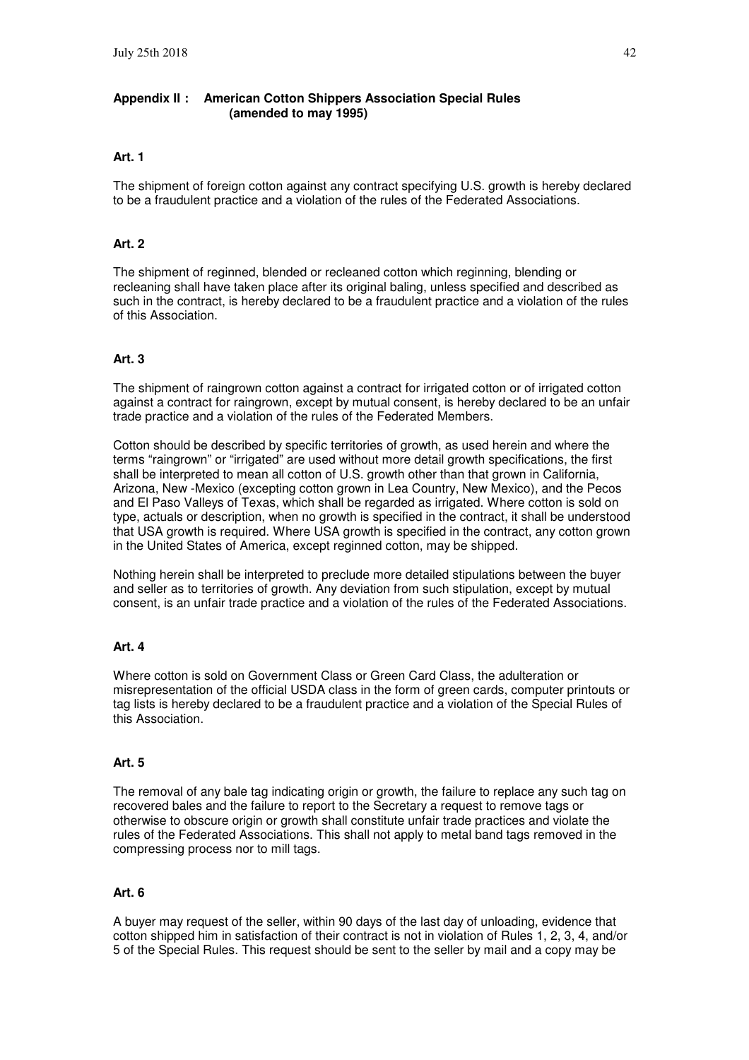## Appendix II : American Cotton Shippers Association Special Rules (amended to may 1995)

### Art. 1

The shipment of foreign cotton against any contract specifying U.S. growth is hereby declared to be a fraudulent practice and a violation of the rules of the Federated Associations.

### Art. 2

The shipment of reginned, blended or recleaned cotton which reginning, blending or recleaning shall have taken place after its original baling, unless specified and described as such in the contract, is hereby declared to be a fraudulent practice and a violation of the rules of this Association.

### Art. 3

The shipment of raingrown cotton against a contract for irrigated cotton or of irrigated cotton against a contract for raingrown, except by mutual consent, is hereby declared to be an unfair trade practice and a violation of the rules of the Federated Members.

Cotton should be described by specific territories of growth, as used herein and where the terms "raingrown" or "irrigated" are used without more detail growth specifications, the first shall be interpreted to mean all cotton of U.S. growth other than that grown in California, Arizona, New -Mexico (excepting cotton grown in Lea Country, New Mexico), and the Pecos and El Paso Valleys of Texas, which shall be regarded as irrigated. Where cotton is sold on type, actuals or description, when no growth is specified in the contract, it shall be understood that USA growth is required. Where USA growth is specified in the contract, any cotton grown in the United States of America, except reginned cotton, may be shipped.

Nothing herein shall be interpreted to preclude more detailed stipulations between the buyer and seller as to territories of growth. Any deviation from such stipulation, except by mutual consent, is an unfair trade practice and a violation of the rules of the Federated Associations.

### Art. 4

Where cotton is sold on Government Class or Green Card Class, the adulteration or misrepresentation of the official USDA class in the form of green cards, computer printouts or tag lists is hereby declared to be a fraudulent practice and a violation of the Special Rules of this Association.

### Art. 5

The removal of any bale tag indicating origin or growth, the failure to replace any such tag on recovered bales and the failure to report to the Secretary a request to remove tags or otherwise to obscure origin or growth shall constitute unfair trade practices and violate the rules of the Federated Associations. This shall not apply to metal band tags removed in the compressing process nor to mill tags.

### Art. 6

A buyer may request of the seller, within 90 days of the last day of unloading, evidence that cotton shipped him in satisfaction of their contract is not in violation of Rules 1, 2, 3, 4, and/or 5 of the Special Rules. This request should be sent to the seller by mail and a copy may be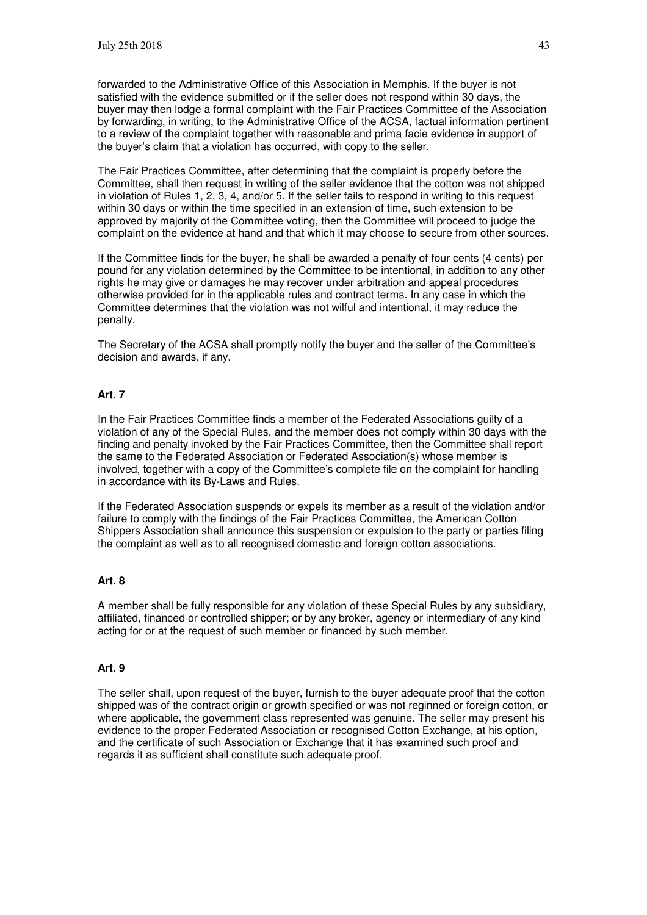forwarded to the Administrative Office of this Association in Memphis. If the buyer is not satisfied with the evidence submitted or if the seller does not respond within 30 days, the buyer may then lodge a formal complaint with the Fair Practices Committee of the Association by forwarding, in writing, to the Administrative Office of the ACSA, factual information pertinent to a review of the complaint together with reasonable and prima facie evidence in support of the buyer's claim that a violation has occurred, with copy to the seller.

The Fair Practices Committee, after determining that the complaint is properly before the Committee, shall then request in writing of the seller evidence that the cotton was not shipped in violation of Rules 1, 2, 3, 4, and/or 5. If the seller fails to respond in writing to this request within 30 days or within the time specified in an extension of time, such extension to be approved by majority of the Committee voting, then the Committee will proceed to judge the complaint on the evidence at hand and that which it may choose to secure from other sources.

If the Committee finds for the buyer, he shall be awarded a penalty of four cents (4 cents) per pound for any violation determined by the Committee to be intentional, in addition to any other rights he may give or damages he may recover under arbitration and appeal procedures otherwise provided for in the applicable rules and contract terms. In any case in which the Committee determines that the violation was not wilful and intentional, it may reduce the penalty.

The Secretary of the ACSA shall promptly notify the buyer and the seller of the Committee's decision and awards, if any.

**Art. 7**

In the Fair Practices Committee finds a member of the Federated Associations guilty of a violation of any of the Special Rules, and the member does not comply within 30 days with the finding and penalty invoked by the Fair Practices Committee, then the Committee shall report the same to the Federated Association or Federated Association(s) whose member is involved, together with a copy of the Committee's complete file on the complaint for handling in accordance with its By-Laws and Rules.

If the Federated Association suspends or expels its member as a result of the violation and/or failure to comply with the findings of the Fair Practices Committee, the American Cotton Shippers Association shall announce this suspension or expulsion to the party or parties filing the complaint as well as to all recognised domestic and foreign cotton associations.

**Art. 8**

A member shall be fully responsible for any violation of these Special Rules by any subsidiary, affiliated, financed or controlled shipper; or by any broker, agency or intermediary of any kind acting for or at the request of such member or financed by such member.

**Art. 9**

The seller shall, upon request of the buyer, furnish to the buyer adequate proof that the cotton shipped was of the contract origin or growth specified or was not reginned or foreign cotton, or where applicable, the government class represented was genuine. The seller may present his evidence to the proper Federated Association or recognised Cotton Exchange, at his option, and the certificate of such Association or Exchange that it has examined such proof and regards it as sufficient shall constitute such adequate proof.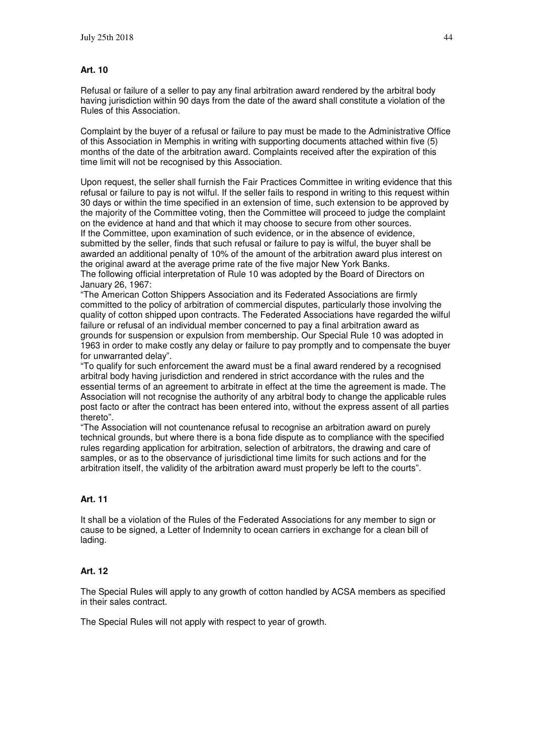**Art. 10**

Refusal or failure of a seller to pay any final arbitration award rendered by the arbitral body having jurisdiction within 90 days from the date of the award shall constitute a violation of the Rules of this Association.

Complaint by the buyer of a refusal or failure to pay must be made to the Administrative Office of this Association in Memphis in writing with supporting documents attached within five (5) months of the date of the arbitration award. Complaints received after the expiration of this time limit will not be recognised by this Association.

Upon request, the seller shall furnish the Fair Practices Committee in writing evidence that this refusal or failure to pay is not wilful. If the seller fails to respond in writing to this request within 30 days or within the time specified in an extension of time, such extension to be approved by the majority of the Committee voting, then the Committee will proceed to judge the complaint on the evidence at hand and that which it may choose to secure from other sources.
If the Committee, upon examination of such evidence, or in the absence of evidence, submitted by the seller, finds that such refusal or failure to pay is wilful, the buyer shall be awarded an additional penalty of 10% of the amount of the arbitration award plus interest on the original award at the average prime rate of the five major New York Banks.
The following official interpretation of Rule 10 was adopted by the Board of Directors on January 26, 1967:
"The American Cotton Shippers Association and its Federated Associations are firmly committed to the policy of arbitration of commercial disputes, particularly those involving the quality of cotton shipped upon contracts. The Federated Associations have regarded the wilful failure or refusal of an individual member concerned to pay a final arbitration award as grounds for suspension or expulsion from membership. Our Special Rule 10 was adopted in 1963 in order to make costly any delay or failure to pay promptly and to compensate the buyer for unwarranted delay".
"To qualify for such enforcement the award must be a final award rendered by a recognised arbitral body having jurisdiction and rendered in strict accordance with the rules and the essential terms of an agreement to arbitrate in effect at the time the agreement is made. The Association will not recognise the authority of any arbitral body to change the applicable rules post facto or after the contract has been entered into, without the express assent of all parties thereto".
"The Association will not countenance refusal to recognise an arbitration award on purely technical grounds, but where there is a bona fide dispute as to compliance with the specified rules regarding application for arbitration, selection of arbitrators, the drawing and care of samples, or as to the observance of jurisdictional time limits for such actions and for the arbitration itself, the validity of the arbitration award must properly be left to the courts".

**Art. 11**

It shall be a violation of the Rules of the Federated Associations for any member to sign or cause to be signed, a Letter of Indemnity to ocean carriers in exchange for a clean bill of lading.

**Art. 12**

The Special Rules will apply to any growth of cotton handled by ACSA members as specified in their sales contract.

The Special Rules will not apply with respect to year of growth.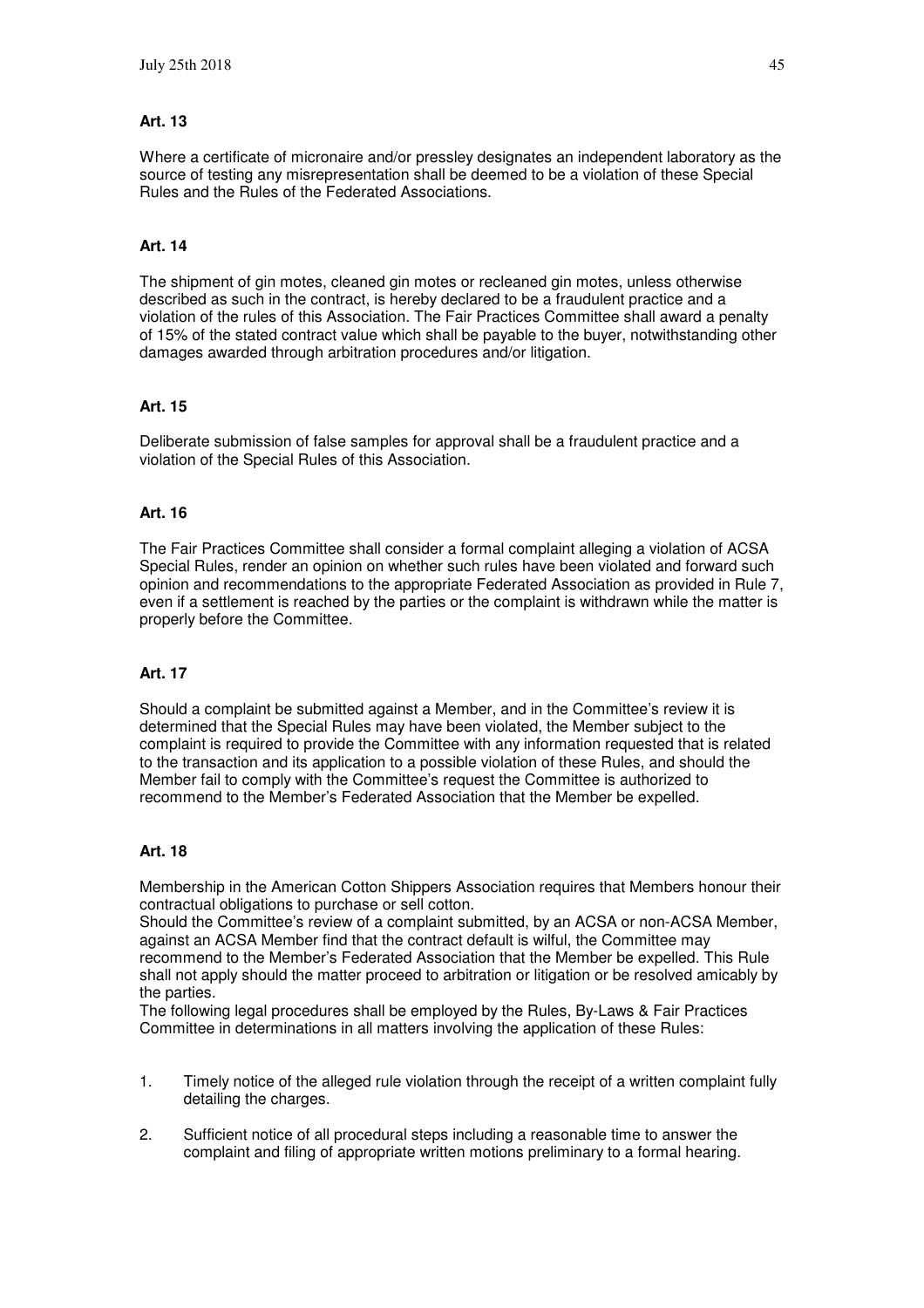**Art. 13**

Where a certificate of micronaire and/or pressley designates an independent laboratory as the source of testing any misrepresentation shall be deemed to be a violation of these Special Rules and the Rules of the Federated Associations.

**Art. 14**

The shipment of gin motes, cleaned gin motes or recleaned gin motes, unless otherwise described as such in the contract, is hereby declared to be a fraudulent practice and a violation of the rules of this Association. The Fair Practices Committee shall award a penalty of 15% of the stated contract value which shall be payable to the buyer, notwithstanding other damages awarded through arbitration procedures and/or litigation.

**Art. 15**

Deliberate submission of false samples for approval shall be a fraudulent practice and a violation of the Special Rules of this Association.

**Art. 16**

The Fair Practices Committee shall consider a formal complaint alleging a violation of ACSA Special Rules, render an opinion on whether such rules have been violated and forward such opinion and recommendations to the appropriate Federated Association as provided in Rule 7, even if a settlement is reached by the parties or the complaint is withdrawn while the matter is properly before the Committee.

**Art. 17**

Should a complaint be submitted against a Member, and in the Committee's review it is determined that the Special Rules may have been violated, the Member subject to the complaint is required to provide the Committee with any information requested that is related to the transaction and its application to a possible violation of these Rules, and should the Member fail to comply with the Committee's request the Committee is authorized to recommend to the Member's Federated Association that the Member be expelled.

**Art. 18**

Membership in the American Cotton Shippers Association requires that Members honour their contractual obligations to purchase or sell cotton.
Should the Committee's review of a complaint submitted, by an ACSA or non-ACSA Member, against an ACSA Member find that the contract default is wilful, the Committee may recommend to the Member's Federated Association that the Member be expelled. This Rule shall not apply should the matter proceed to arbitration or litigation or be resolved amicably by the parties.
The following legal procedures shall be employed by the Rules, By-Laws & Fair Practices Committee in determinations in all matters involving the application of these Rules:

1. Timely notice of the alleged rule violation through the receipt of a written complaint fully detailing the charges.

2. Sufficient notice of all procedural steps including a reasonable time to answer the complaint and filing of appropriate written motions preliminary to a formal hearing.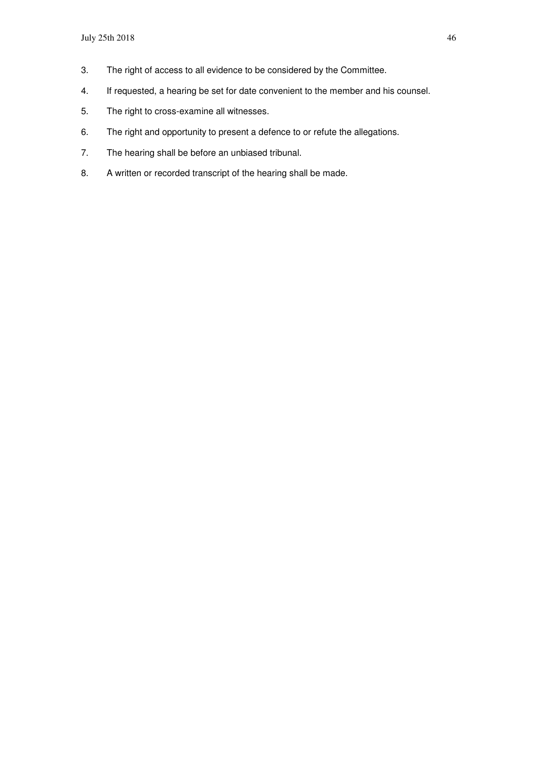3. The right of access to all evidence to be considered by the Committee.
4. If requested, a hearing be set for date convenient to the member and his counsel.
5. The right to cross-examine all witnesses.
6. The right and opportunity to present a defence to or refute the allegations.
7. The hearing shall be before an unbiased tribunal.
8. A written or recorded transcript of the hearing shall be made.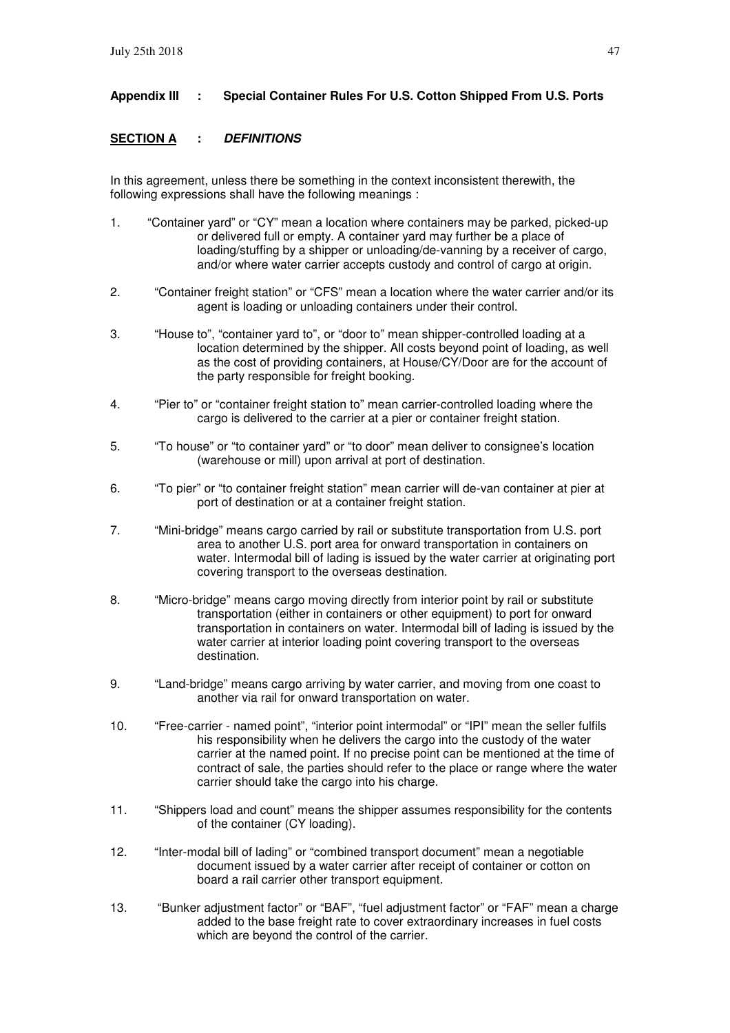## Appendix III : Special Container Rules For U.S. Cotton Shipped From U.S. Ports

### SECTION A : *DEFINITIONS*

In this agreement, unless there be something in the context inconsistent therewith, the following expressions shall have the following meanings :

1. "Container yard" or "CY" mean a location where containers may be parked, picked-up or delivered full or empty. A container yard may further be a place of loading/stuffing by a shipper or unloading/de-vanning by a receiver of cargo, and/or where water carrier accepts custody and control of cargo at origin.

2. "Container freight station" or "CFS" mean a location where the water carrier and/or its agent is loading or unloading containers under their control.

3. "House to", "container yard to", or "door to" mean shipper-controlled loading at a location determined by the shipper. All costs beyond point of loading, as well as the cost of providing containers, at House/CY/Door are for the account of the party responsible for freight booking.

4. "Pier to" or "container freight station to" mean carrier-controlled loading where the cargo is delivered to the carrier at a pier or container freight station.

5. "To house" or "to container yard" or "to door" mean deliver to consignee's location (warehouse or mill) upon arrival at port of destination.

6. "To pier" or "to container freight station" mean carrier will de-van container at pier at port of destination or at a container freight station.

7. "Mini-bridge" means cargo carried by rail or substitute transportation from U.S. port area to another U.S. port area for onward transportation in containers on water. Intermodal bill of lading is issued by the water carrier at originating port covering transport to the overseas destination.

8. "Micro-bridge" means cargo moving directly from interior point by rail or substitute transportation (either in containers or other equipment) to port for onward transportation in containers on water. Intermodal bill of lading is issued by the water carrier at interior loading point covering transport to the overseas destination.

9. "Land-bridge" means cargo arriving by water carrier, and moving from one coast to another via rail for onward transportation on water.

10. "Free-carrier - named point", "interior point intermodal" or "IPI" mean the seller fulfils his responsibility when he delivers the cargo into the custody of the water carrier at the named point. If no precise point can be mentioned at the time of contract of sale, the parties should refer to the place or range where the water carrier should take the cargo into his charge.

11. "Shippers load and count" means the shipper assumes responsibility for the contents of the container (CY loading).

12. "Inter-modal bill of lading" or "combined transport document" mean a negotiable document issued by a water carrier after receipt of container or cotton on board a rail carrier other transport equipment.

13. "Bunker adjustment factor" or "BAF", "fuel adjustment factor" or "FAF" mean a charge added to the base freight rate to cover extraordinary increases in fuel costs which are beyond the control of the carrier.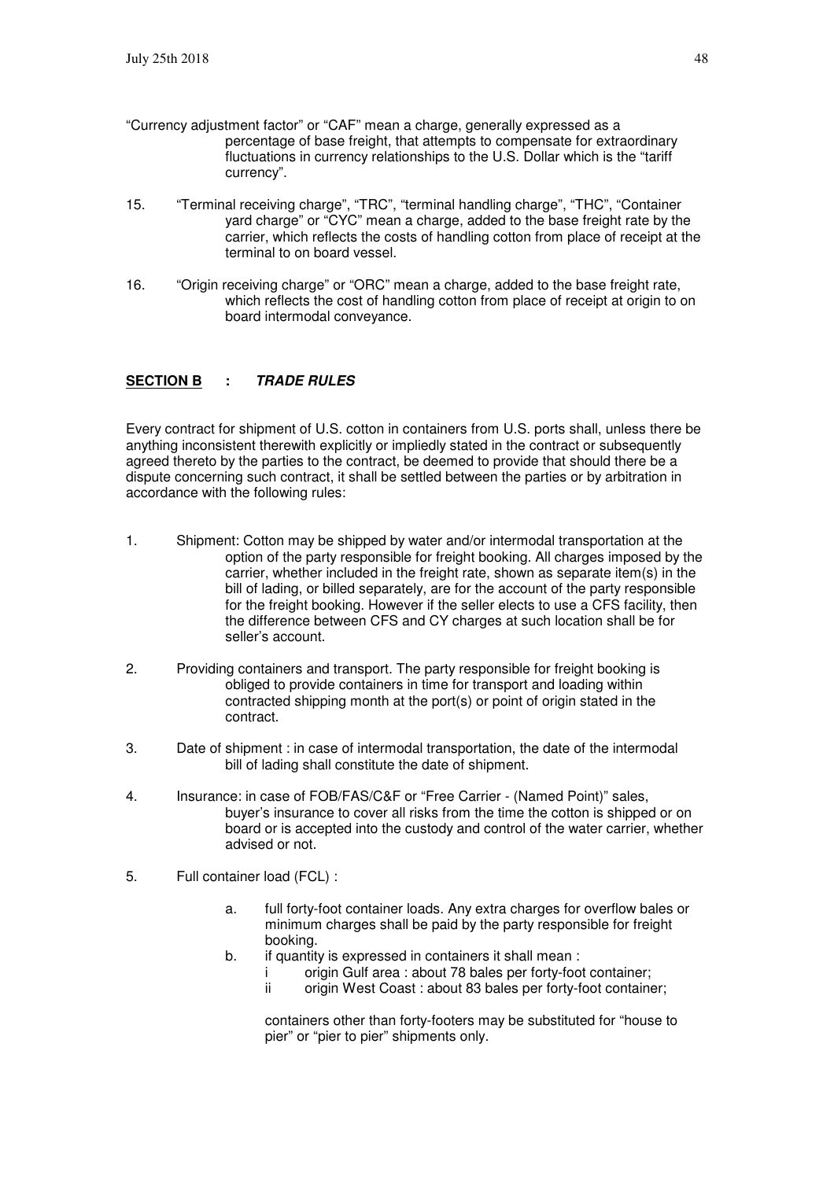"Currency adjustment factor" or "CAF" mean a charge, generally expressed as a percentage of base freight, that attempts to compensate for extraordinary fluctuations in currency relationships to the U.S. Dollar which is the "tariff currency".

15. "Terminal receiving charge", "TRC", "terminal handling charge", "THC", "Container yard charge" or "CYC" mean a charge, added to the base freight rate by the carrier, which reflects the costs of handling cotton from place of receipt at the terminal to on board vessel.

16. "Origin receiving charge" or "ORC" mean a charge, added to the base freight rate, which reflects the cost of handling cotton from place of receipt at origin to on board intermodal conveyance.

## <u>SECTION B</u> : *TRADE RULES*

Every contract for shipment of U.S. cotton in containers from U.S. ports shall, unless there be anything inconsistent therewith explicitly or impliedly stated in the contract or subsequently agreed thereto by the parties to the contract, be deemed to provide that should there be a dispute concerning such contract, it shall be settled between the parties or by arbitration in accordance with the following rules:

1. Shipment: Cotton may be shipped by water and/or intermodal transportation at the option of the party responsible for freight booking. All charges imposed by the carrier, whether included in the freight rate, shown as separate item(s) in the bill of lading, or billed separately, are for the account of the party responsible for the freight booking. However if the seller elects to use a CFS facility, then the difference between CFS and CY charges at such location shall be for seller's account.

2. Providing containers and transport. The party responsible for freight booking is obliged to provide containers in time for transport and loading within contracted shipping month at the port(s) or point of origin stated in the contract.

3. Date of shipment : in case of intermodal transportation, the date of the intermodal bill of lading shall constitute the date of shipment.

4. Insurance: in case of FOB/FAS/C&F or "Free Carrier - (Named Point)" sales, buyer's insurance to cover all risks from the time the cotton is shipped or on board or is accepted into the custody and control of the water carrier, whether advised or not.

5. Full container load (FCL) :

   a. full forty-foot container loads. Any extra charges for overflow bales or minimum charges shall be paid by the party responsible for freight booking.

   b. if quantity is expressed in containers it shall mean :

      i origin Gulf area : about 78 bales per forty-foot container;

      ii origin West Coast : about 83 bales per forty-foot container;

      containers other than forty-footers may be substituted for "house to pier" or "pier to pier" shipments only.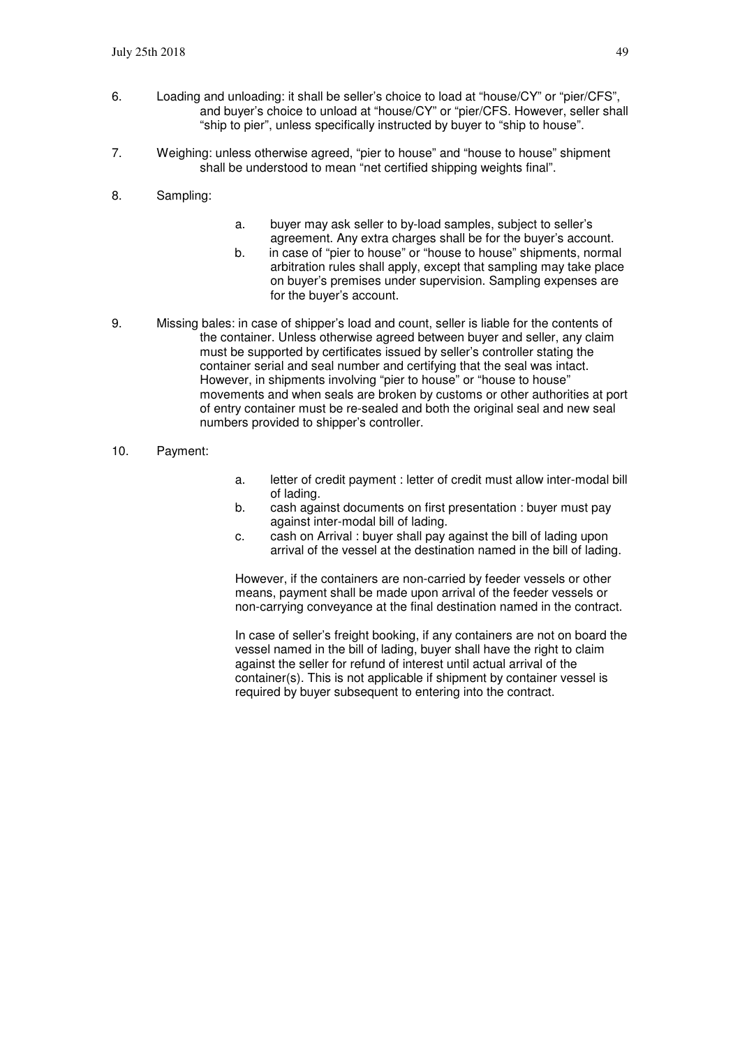6. Loading and unloading: it shall be seller's choice to load at "house/CY" or "pier/CFS", and buyer's choice to unload at "house/CY" or "pier/CFS. However, seller shall "ship to pier", unless specifically instructed by buyer to "ship to house".

7. Weighing: unless otherwise agreed, "pier to house" and "house to house" shipment shall be understood to mean "net certified shipping weights final".

8. Sampling:

   a. buyer may ask seller to by-load samples, subject to seller's agreement. Any extra charges shall be for the buyer's account.
   b. in case of "pier to house" or "house to house" shipments, normal arbitration rules shall apply, except that sampling may take place on buyer's premises under supervision. Sampling expenses are for the buyer's account.

9. Missing bales: in case of shipper's load and count, seller is liable for the contents of the container. Unless otherwise agreed between buyer and seller, any claim must be supported by certificates issued by seller's controller stating the container serial and seal number and certifying that the seal was intact. However, in shipments involving "pier to house" or "house to house" movements and when seals are broken by customs or other authorities at port of entry container must be re-sealed and both the original seal and new seal numbers provided to shipper's controller.

10. Payment:

    a. letter of credit payment : letter of credit must allow inter-modal bill of lading.
    b. cash against documents on first presentation : buyer must pay against inter-modal bill of lading.
    c. cash on Arrival : buyer shall pay against the bill of lading upon arrival of the vessel at the destination named in the bill of lading.

    However, if the containers are non-carried by feeder vessels or other means, payment shall be made upon arrival of the feeder vessels or non-carrying conveyance at the final destination named in the contract.

    In case of seller's freight booking, if any containers are not on board the vessel named in the bill of lading, buyer shall have the right to claim against the seller for refund of interest until actual arrival of the container(s). This is not applicable if shipment by container vessel is required by buyer subsequent to entering into the contract.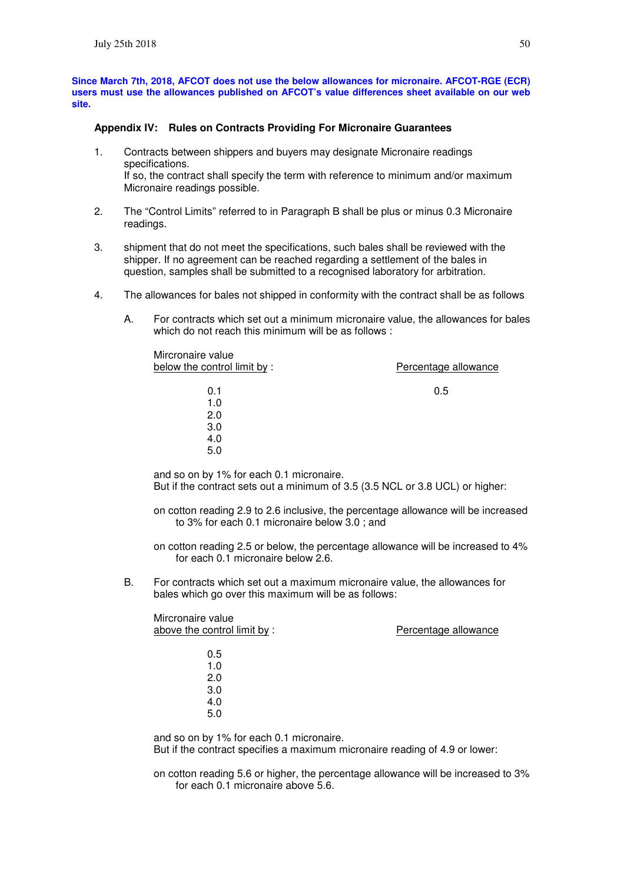**Since March 7th, 2018, AFCOT does not use the below allowances for micronaire. AFCOT-RGE (ECR) users must use the allowances published on AFCOT's value differences sheet available on our web site.**

### Appendix IV: Rules on Contracts Providing For Micronaire Guarantees

1. Contracts between shippers and buyers may designate Micronaire readings specifications.
   If so, the contract shall specify the term with reference to minimum and/or maximum Micronaire readings possible.

2. The "Control Limits" referred to in Paragraph B shall be plus or minus 0.3 Micronaire readings.

3. shipment that do not meet the specifications, such bales shall be reviewed with the shipper. If no agreement can be reached regarding a settlement of the bales in question, samples shall be submitted to a recognised laboratory for arbitration.

4. The allowances for bales not shipped in conformity with the contract shall be as follows

   A. For contracts which set out a minimum micronaire value, the allowances for bales which do not reach this minimum will be as follows :

| Mircronaire value below the control limit by : | Percentage allowance |
|---|---|
| 0.1 | 0.5 |
| 1.0 | |
| 2.0 | |
| 3.0 | |
| 4.0 | |
| 5.0 | |

   and so on by 1% for each 0.1 micronaire.
   But if the contract sets out a minimum of 3.5 (3.5 NCL or 3.8 UCL) or higher:

   on cotton reading 2.9 to 2.6 inclusive, the percentage allowance will be increased to 3% for each 0.1 micronaire below 3.0 ; and

   on cotton reading 2.5 or below, the percentage allowance will be increased to 4% for each 0.1 micronaire below 2.6.

   B. For contracts which set out a maximum micronaire value, the allowances for bales which go over this maximum will be as follows:

| Mircronaire value above the control limit by : | Percentage allowance |
|---|---|
| 0.5 | |
| 1.0 | |
| 2.0 | |
| 3.0 | |
| 4.0 | |
| 5.0 | |

   and so on by 1% for each 0.1 micronaire.
   But if the contract specifies a maximum micronaire reading of 4.9 or lower:

   on cotton reading 5.6 or higher, the percentage allowance will be increased to 3% for each 0.1 micronaire above 5.6.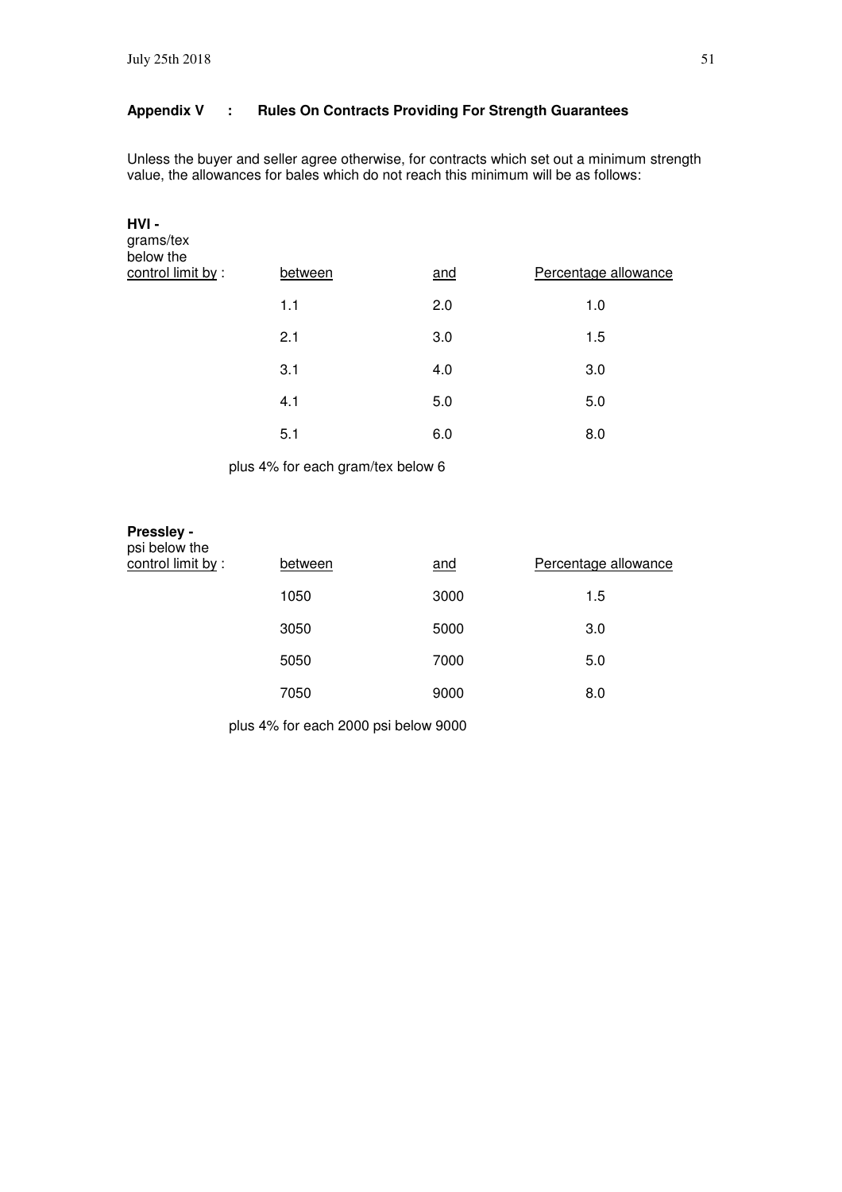## Appendix V : Rules On Contracts Providing For Strength Guarantees

Unless the buyer and seller agree otherwise, for contracts which set out a minimum strength value, the allowances for bales which do not reach this minimum will be as follows:

**HVI -**

| grams/tex below the control limit by : | between | and | Percentage allowance |
|---|---|---|---|
| | 1.1 | 2.0 | 1.0 |
| | 2.1 | 3.0 | 1.5 |
| | 3.1 | 4.0 | 3.0 |
| | 4.1 | 5.0 | 5.0 |
| | 5.1 | 6.0 | 8.0 |

plus 4% for each gram/tex below 6

**Pressley -**

| psi below the control limit by : | between | and | Percentage allowance |
|---|---|---|---|
| | 1050 | 3000 | 1.5 |
| | 3050 | 5000 | 3.0 |
| | 5050 | 7000 | 5.0 |
| | 7050 | 9000 | 8.0 |

plus 4% for each 2000 psi below 9000